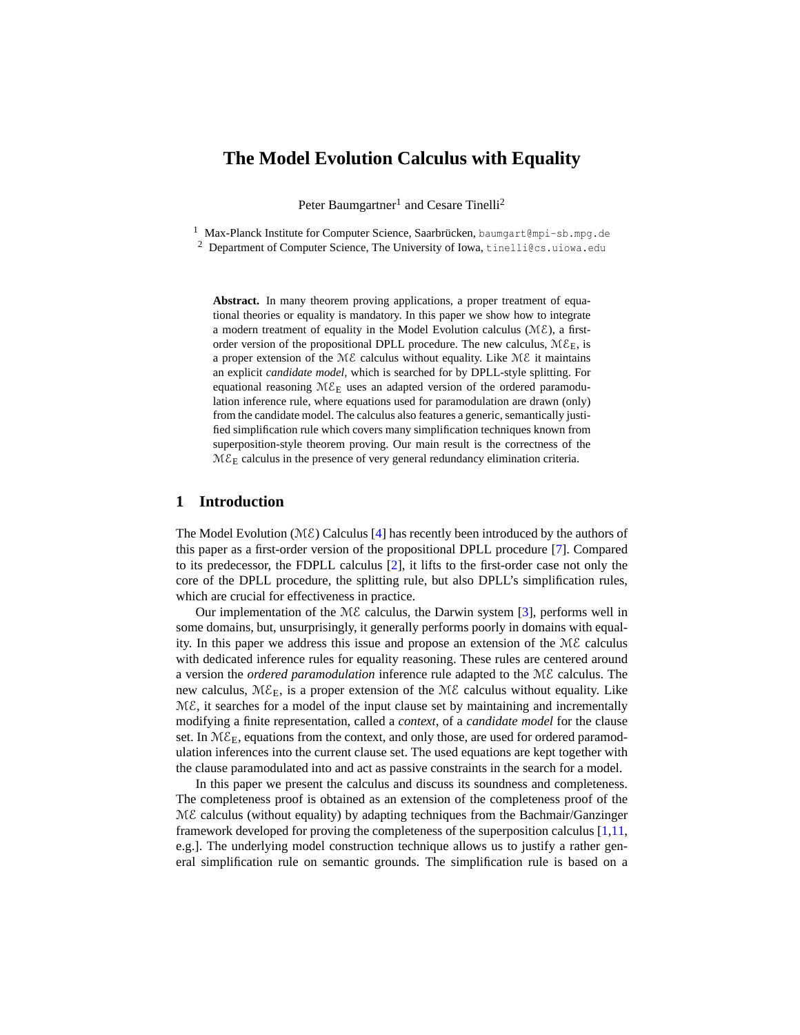# The Model Evolution Calculus with Equality

Peter Baumgartner[1] and Cesare Tinelli[2]

[1] Max-Planck Institute for Computer Science, Saarbrücken, baumgart@mpi-sb.mpg.de
[2] Department of Computer Science, The University of Iowa, tinelli@cs.uiowa.edu

**Abstract.** In many theorem proving applications, a proper treatment of equational theories or equality is mandatory. In this paper we show how to integrate a modern treatment of equality in the Model Evolution calculus ($\mathcal{ME}$), a first-order version of the propositional DPLL procedure. The new calculus, $\mathcal{ME}_{\mathrm{E}}$, is a proper extension of the $\mathcal{ME}$ calculus without equality. Like $\mathcal{ME}$ it maintains an explicit *candidate model*, which is searched for by DPLL-style splitting. For equational reasoning $\mathcal{ME}_{\mathrm{E}}$ uses an adapted version of the ordered paramodulation inference rule, where equations used for paramodulation are drawn (only) from the candidate model. The calculus also features a generic, semantically justified simplification rule which covers many simplification techniques known from superposition-style theorem proving. Our main result is the correctness of the $\mathcal{ME}_{\mathrm{E}}$ calculus in the presence of very general redundancy elimination criteria.

## 1 Introduction

The Model Evolution ($\mathcal{ME}$) Calculus [4] has recently been introduced by the authors of this paper as a first-order version of the propositional DPLL procedure [7]. Compared to its predecessor, the FDPLL calculus [2], it lifts to the first-order case not only the core of the DPLL procedure, the splitting rule, but also DPLL's simplification rules, which are crucial for effectiveness in practice.

Our implementation of the $\mathcal{ME}$ calculus, the Darwin system [3], performs well in some domains, but, unsurprisingly, it generally performs poorly in domains with equality. In this paper we address this issue and propose an extension of the $\mathcal{ME}$ calculus with dedicated inference rules for equality reasoning. These rules are centered around a version the *ordered paramodulation* inference rule adapted to the $\mathcal{ME}$ calculus. The new calculus, $\mathcal{ME}_{\mathrm{E}}$, is a proper extension of the $\mathcal{ME}$ calculus without equality. Like $\mathcal{ME}$, it searches for a model of the input clause set by maintaining and incrementally modifying a finite representation, called a *context*, of a *candidate model* for the clause set. In $\mathcal{ME}_{\mathrm{E}}$, equations from the context, and only those, are used for ordered paramodulation inferences into the current clause set. The used equations are kept together with the clause paramodulated into and act as passive constraints in the search for a model.

In this paper we present the calculus and discuss its soundness and completeness. The completeness proof is obtained as an extension of the completeness proof of the $\mathcal{ME}$ calculus (without equality) by adapting techniques from the Bachmair/Ganzinger framework developed for proving the completeness of the superposition calculus [1,11, e.g.]. The underlying model construction technique allows us to justify a rather general simplification rule on semantic grounds. The simplification rule is based on a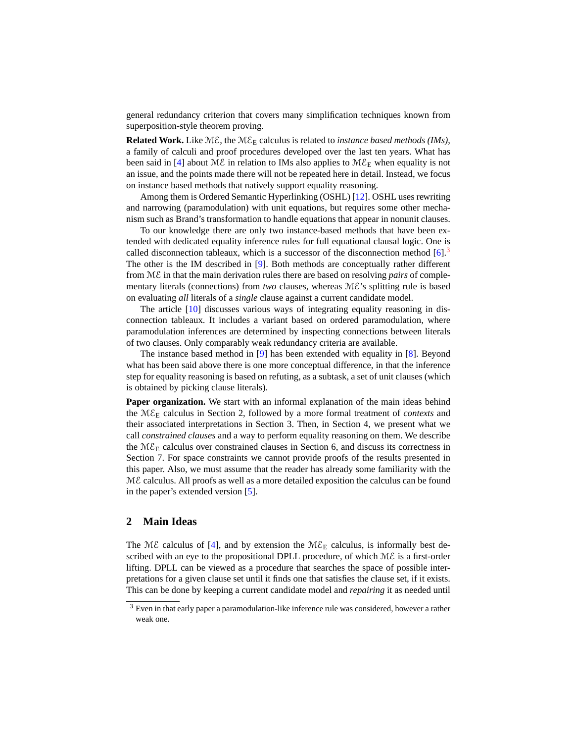general redundancy criterion that covers many simplification techniques known from superposition-style theorem proving.

**Related Work.** Like $\mathcal{ME}$, the $\mathcal{ME}_E$ calculus is related to *instance based methods (IMs)*, a family of calculi and proof procedures developed over the last ten years. What has been said in [4] about $\mathcal{ME}$ in relation to IMs also applies to $\mathcal{ME}_E$ when equality is not an issue, and the points made there will not be repeated here in detail. Instead, we focus on instance based methods that natively support equality reasoning.

Among them is Ordered Semantic Hyperlinking (OSHL) [12]. OSHL uses rewriting and narrowing (paramodulation) with unit equations, but requires some other mechanism such as Brand's transformation to handle equations that appear in nonunit clauses.

To our knowledge there are only two instance-based methods that have been extended with dedicated equality inference rules for full equational clausal logic. One is called disconnection tableaux, which is a successor of the disconnection method [6].[3] The other is the IM described in [9]. Both methods are conceptually rather different from $\mathcal{ME}$ in that the main derivation rules there are based on resolving *pairs* of complementary literals (connections) from *two* clauses, whereas $\mathcal{ME}$'s splitting rule is based on evaluating *all* literals of a *single* clause against a current candidate model.

The article [10] discusses various ways of integrating equality reasoning in disconnection tableaux. It includes a variant based on ordered paramodulation, where paramodulation inferences are determined by inspecting connections between literals of two clauses. Only comparably weak redundancy criteria are available.

The instance based method in [9] has been extended with equality in [8]. Beyond what has been said above there is one more conceptual difference, in that the inference step for equality reasoning is based on refuting, as a subtask, a set of unit clauses (which is obtained by picking clause literals).

**Paper organization.** We start with an informal explanation of the main ideas behind the $\mathcal{ME}_E$ calculus in Section 2, followed by a more formal treatment of *contexts* and their associated interpretations in Section 3. Then, in Section 4, we present what we call *constrained clauses* and a way to perform equality reasoning on them. We describe the $\mathcal{ME}_E$ calculus over constrained clauses in Section 6, and discuss its correctness in Section 7. For space constraints we cannot provide proofs of the results presented in this paper. Also, we must assume that the reader has already some familiarity with the $\mathcal{ME}$ calculus. All proofs as well as a more detailed exposition the calculus can be found in the paper's extended version [5].

## 2 Main Ideas

The $\mathcal{ME}$ calculus of [4], and by extension the $\mathcal{ME}_E$ calculus, is informally best described with an eye to the propositional DPLL procedure, of which $\mathcal{ME}$ is a first-order lifting. DPLL can be viewed as a procedure that searches the space of possible interpretations for a given clause set until it finds one that satisfies the clause set, if it exists. This can be done by keeping a current candidate model and *repairing* it as needed until

[3] Even in that early paper a paramodulation-like inference rule was considered, however a rather weak one.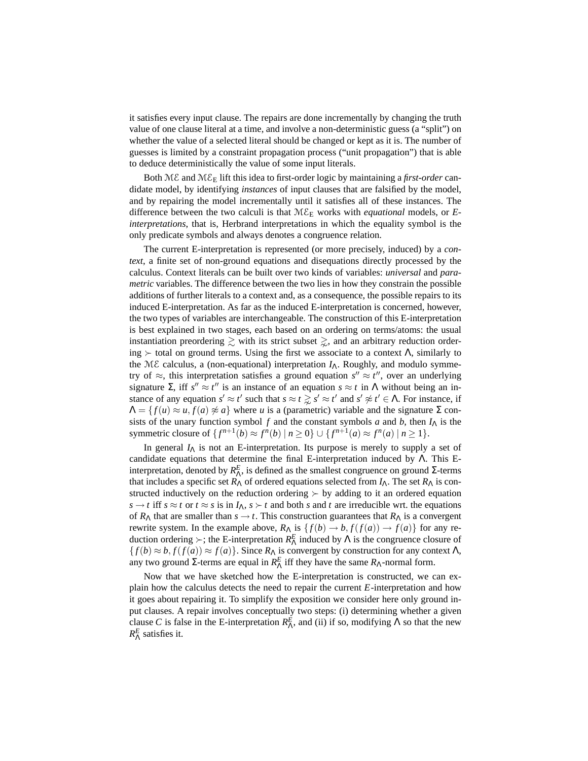it satisfies every input clause. The repairs are done incrementally by changing the truth value of one clause literal at a time, and involve a non-deterministic guess (a "split") on whether the value of a selected literal should be changed or kept as it is. The number of guesses is limited by a constraint propagation process ("unit propagation") that is able to deduce deterministically the value of some input literals.

Both $\mathcal{ME}$ and $\mathcal{ME}_\mathrm{E}$ lift this idea to first-order logic by maintaining a *first-order* candidate model, by identifying *instances* of input clauses that are falsified by the model, and by repairing the model incrementally until it satisfies all of these instances. The difference between the two calculi is that $\mathcal{ME}_\mathrm{E}$ works with *equational* models, or *E-interpretations*, that is, Herbrand interpretations in which the equality symbol is the only predicate symbols and always denotes a congruence relation.

The current E-interpretation is represented (or more precisely, induced) by a *context*, a finite set of non-ground equations and disequations directly processed by the calculus. Context literals can be built over two kinds of variables: *universal* and *parametric* variables. The difference between the two lies in how they constrain the possible additions of further literals to a context and, as a consequence, the possible repairs to its induced E-interpretation. As far as the induced E-interpretation is concerned, however, the two types of variables are interchangeable. The construction of this E-interpretation is best explained in two stages, each based on an ordering on terms/atoms: the usual instantiation preordering $\gtrsim$ with its strict subset $\gnsim$, and an arbitrary reduction ordering $\succ$ total on ground terms. Using the first we associate to a context $\Lambda$, similarly to the $\mathcal{ME}$ calculus, a (non-equational) interpretation $I_\Lambda$. Roughly, and modulo symmetry of $\approx$, this interpretation satisfies a ground equation $s'' \approx t''$, over an underlying signature $\Sigma$, iff $s'' \approx t''$ is an instance of an equation $s \approx t$ in $\Lambda$ without being an instance of any equation $s' \approx t'$ such that $s \approx t \gnsim s' \approx t'$ and $s' \not\approx t' \in \Lambda$. For instance, if $\Lambda = \{f(u) \approx u, f(a) \not\approx a\}$ where $u$ is a (parametric) variable and the signature $\Sigma$ consists of the unary function symbol $f$ and the constant symbols $a$ and $b$, then $I_\Lambda$ is the symmetric closure of $\{f^{n+1}(b) \approx f^n(b) \mid n \geq 0\} \cup \{f^{n+1}(a) \approx f^n(a) \mid n \geq 1\}$.

In general $I_\Lambda$ is not an E-interpretation. Its purpose is merely to supply a set of candidate equations that determine the final E-interpretation induced by $\Lambda$. This E-interpretation, denoted by $R^E_\Lambda$, is defined as the smallest congruence on ground $\Sigma$-terms that includes a specific set $R_\Lambda$ of ordered equations selected from $I_\Lambda$. The set $R_\Lambda$ is constructed inductively on the reduction ordering $\succ$ by adding to it an ordered equation $s \to t$ iff $s \approx t$ or $t \approx s$ is in $I_\Lambda$, $s \succ t$ and both $s$ and $t$ are irreducible wrt. the equations of $R_\Lambda$ that are smaller than $s \to t$. This construction guarantees that $R_\Lambda$ is a convergent rewrite system. In the example above, $R_\Lambda$ is $\{f(b) \to b, f(f(a)) \to f(a)\}$ for any reduction ordering $\succ$; the E-interpretation $R^E_\Lambda$ induced by $\Lambda$ is the congruence closure of $\{f(b) \approx b, f(f(a)) \approx f(a)\}$. Since $R_\Lambda$ is convergent by construction for any context $\Lambda$, any two ground $\Sigma$-terms are equal in $R^E_\Lambda$ iff they have the same $R_\Lambda$-normal form.

Now that we have sketched how the E-interpretation is constructed, we can explain how the calculus detects the need to repair the current *E*-interpretation and how it goes about repairing it. To simplify the exposition we consider here only ground input clauses. A repair involves conceptually two steps: (i) determining whether a given clause $C$ is false in the E-interpretation $R^E_\Lambda$, and (ii) if so, modifying $\Lambda$ so that the new $R^E_\Lambda$ satisfies it.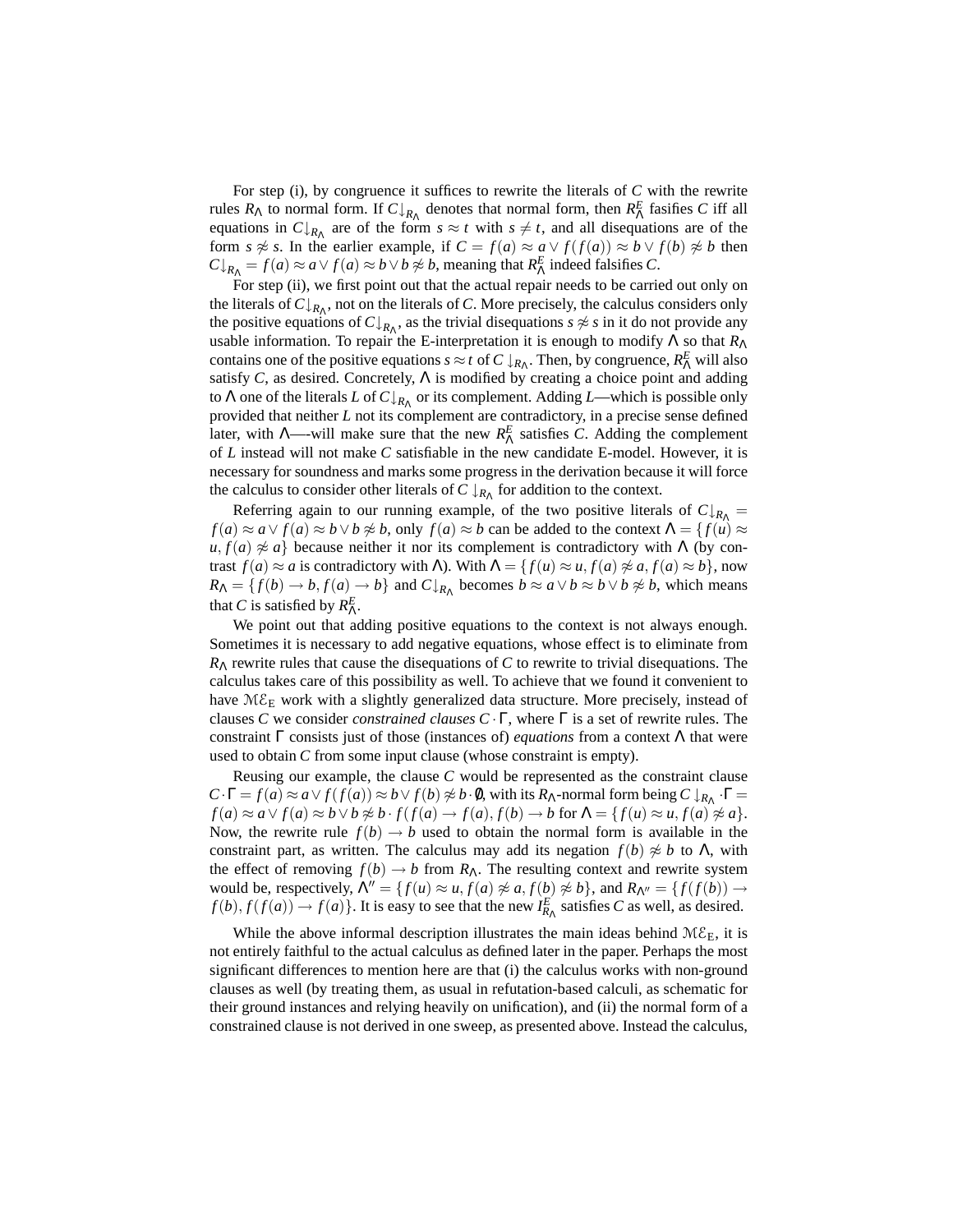For step (i), by congruence it suffices to rewrite the literals of $C$ with the rewrite rules $R_\Lambda$ to normal form. If $C{\downarrow}_{R_\Lambda}$ denotes that normal form, then $R^E_\Lambda$ fasifies $C$ iff all equations in $C{\downarrow}_{R_\Lambda}$ are of the form $s \approx t$ with $s \neq t$, and all disequations are of the form $s \not\approx s$. In the earlier example, if $C = f(a) \approx a \vee f(f(a)) \approx b \vee f(b) \not\approx b$ then $C{\downarrow}_{R_\Lambda} = f(a) \approx a \vee f(a) \approx b \vee b \not\approx b$, meaning that $R^E_\Lambda$ indeed falsifies $C$.

For step (ii), we first point out that the actual repair needs to be carried out only on the literals of $C{\downarrow}_{R_\Lambda}$, not on the literals of $C$. More precisely, the calculus considers only the positive equations of $C{\downarrow}_{R_\Lambda}$, as the trivial disequations $s \not\approx s$ in it do not provide any usable information. To repair the E-interpretation it is enough to modify $\Lambda$ so that $R_\Lambda$ contains one of the positive equations $s \approx t$ of $C{\downarrow}_{R_\Lambda}$. Then, by congruence, $R^E_\Lambda$ will also satisfy $C$, as desired. Concretely, $\Lambda$ is modified by creating a choice point and adding to $\Lambda$ one of the literals $L$ of $C{\downarrow}_{R_\Lambda}$ or its complement. Adding $L$—which is possible only provided that neither $L$ not its complement are contradictory, in a precise sense defined later, with $\Lambda$—-will make sure that the new $R^E_\Lambda$ satisfies $C$. Adding the complement of $L$ instead will not make $C$ satisfiable in the new candidate E-model. However, it is necessary for soundness and marks some progress in the derivation because it will force the calculus to consider other literals of $C{\downarrow}_{R_\Lambda}$ for addition to the context.

Referring again to our running example, of the two positive literals of $C{\downarrow}_{R_\Lambda} = f(a) \approx a \vee f(a) \approx b \vee b \not\approx b$, only $f(a) \approx b$ can be added to the context $\Lambda = \{f(u) \approx u, f(a) \not\approx a\}$ because neither it nor its complement is contradictory with $\Lambda$ (by contrast $f(a) \approx a$ is contradictory with $\Lambda$). With $\Lambda = \{f(u) \approx u, f(a) \not\approx a, f(a) \approx b\}$, now $R_\Lambda = \{f(b) \to b, f(a) \to b\}$ and $C{\downarrow}_{R_\Lambda}$ becomes $b \approx a \vee b \approx b \vee b \not\approx b$, which means that $C$ is satisfied by $R^E_\Lambda$.

We point out that adding positive equations to the context is not always enough. Sometimes it is necessary to add negative equations, whose effect is to eliminate from $R_\Lambda$ rewrite rules that cause the disequations of $C$ to rewrite to trivial disequations. The calculus takes care of this possibility as well. To achieve that we found it convenient to have $\mathcal{ME}_\mathrm{E}$ work with a slightly generalized data structure. More precisely, instead of clauses $C$ we consider *constrained clauses* $C \cdot \Gamma$, where $\Gamma$ is a set of rewrite rules. The constraint $\Gamma$ consists just of those (instances of) *equations* from a context $\Lambda$ that were used to obtain $C$ from some input clause (whose constraint is empty).

Reusing our example, the clause $C$ would be represented as the constraint clause $C \cdot \Gamma = f(a) \approx a \vee f(f(a)) \approx b \vee f(b) \not\approx b \cdot \emptyset$, with its $R_\Lambda$-normal form being $C{\downarrow}_{R_\Lambda} \cdot \Gamma = f(a) \approx a \vee f(a) \approx b \vee b \not\approx b \cdot f(f(a) \to f(a), f(b) \to b$ for $\Lambda = \{f(u) \approx u, f(a) \not\approx a\}$. Now, the rewrite rule $f(b) \to b$ used to obtain the normal form is available in the constraint part, as written. The calculus may add its negation $f(b) \not\approx b$ to $\Lambda$, with the effect of removing $f(b) \to b$ from $R_\Lambda$. The resulting context and rewrite system would be, respectively, $\Lambda'' = \{f(u) \approx u, f(a) \not\approx a, f(b) \not\approx b\}$, and $R_{\Lambda''} = \{f(f(b)) \to f(b), f(f(a)) \to f(a)\}$. It is easy to see that the new $I^E_{R_\Lambda}$ satisfies $C$ as well, as desired.

While the above informal description illustrates the main ideas behind $\mathcal{ME}_\mathrm{E}$, it is not entirely faithful to the actual calculus as defined later in the paper. Perhaps the most significant differences to mention here are that (i) the calculus works with non-ground clauses as well (by treating them, as usual in refutation-based calculi, as schematic for their ground instances and relying heavily on unification), and (ii) the normal form of a constrained clause is not derived in one sweep, as presented above. Instead the calculus,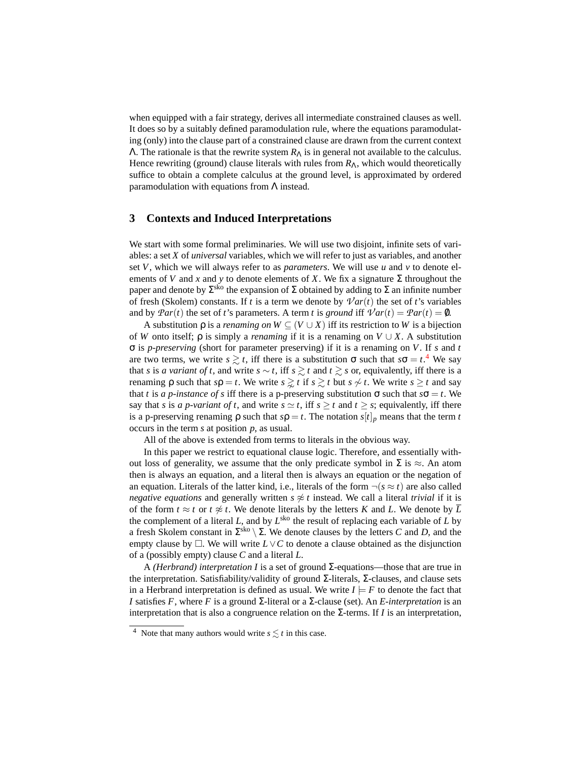when equipped with a fair strategy, derives all intermediate constrained clauses as well. It does so by a suitably defined paramodulation rule, where the equations paramodulating (only) into the clause part of a constrained clause are drawn from the current context $\Lambda$. The rationale is that the rewrite system $R_\Lambda$ is in general not available to the calculus. Hence rewriting (ground) clause literals with rules from $R_\Lambda$, which would theoretically suffice to obtain a complete calculus at the ground level, is approximated by ordered paramodulation with equations from $\Lambda$ instead.

## 3 Contexts and Induced Interpretations

We start with some formal preliminaries. We will use two disjoint, infinite sets of variables: a set $X$ of *universal* variables, which we will refer to just as variables, and another set $V$, which we will always refer to as *parameters*. We will use $u$ and $v$ to denote elements of $V$ and $x$ and $y$ to denote elements of $X$. We fix a signature $\Sigma$ throughout the paper and denote by $\Sigma^{\text{sko}}$ the expansion of $\Sigma$ obtained by adding to $\Sigma$ an infinite number of fresh (Skolem) constants. If $t$ is a term we denote by $\mathcal{V}ar(t)$ the set of $t$'s variables and by $\mathcal{P}ar(t)$ the set of $t$'s parameters. A term $t$ is *ground* iff $\mathcal{V}ar(t) = \mathcal{P}ar(t) = \emptyset$.

A substitution $\rho$ is a *renaming on* $W \subseteq (V \cup X)$ iff its restriction to $W$ is a bijection of $W$ onto itself; $\rho$ is simply a *renaming* if it is a renaming on $V \cup X$. A substitution $\sigma$ is *p-preserving* (short for parameter preserving) if it is a renaming on $V$. If $s$ and $t$ are two terms, we write $s \gtrsim t$, iff there is a substitution $\sigma$ such that $s\sigma = t$.[4] We say that $s$ is *a variant of* $t$, and write $s \sim t$, iff $s \gtrsim t$ and $t \gtrsim s$ or, equivalently, iff there is a renaming $\rho$ such that $s\rho = t$. We write $s \gnsim t$ if $s \gtrsim t$ but $s \not\sim t$. We write $s \geq t$ and say that $t$ is *a p-instance of* $s$ iff there is a p-preserving substitution $\sigma$ such that $s\sigma = t$. We say that $s$ is *a p-variant of* $t$, and write $s \simeq t$, iff $s \geq t$ and $t \geq s$; equivalently, iff there is a p-preserving renaming $\rho$ such that $s\rho = t$. The notation $s[t]_p$ means that the term $t$ occurs in the term $s$ at position $p$, as usual.

All of the above is extended from terms to literals in the obvious way.

In this paper we restrict to equational clause logic. Therefore, and essentially without loss of generality, we assume that the only predicate symbol in $\Sigma$ is $\approx$. An atom then is always an equation, and a literal then is always an equation or the negation of an equation. Literals of the latter kind, i.e., literals of the form $\neg(s \approx t)$ are also called *negative equations* and generally written $s \not\approx t$ instead. We call a literal *trivial* if it is of the form $t \approx t$ or $t \not\approx t$. We denote literals by the letters $K$ and $L$. We denote by $\overline{L}$ the complement of a literal $L$, and by $L^{\text{sko}}$ the result of replacing each variable of $L$ by a fresh Skolem constant in $\Sigma^{\text{sko}} \setminus \Sigma$. We denote clauses by the letters $C$ and $D$, and the empty clause by $\Box$. We will write $L \vee C$ to denote a clause obtained as the disjunction of a (possibly empty) clause $C$ and a literal $L$.

A *(Herbrand) interpretation* $I$ is a set of ground $\Sigma$-equations—those that are true in the interpretation. Satisfiability/validity of ground $\Sigma$-literals, $\Sigma$-clauses, and clause sets in a Herbrand interpretation is defined as usual. We write $I \models F$ to denote the fact that $I$ satisfies $F$, where $F$ is a ground $\Sigma$-literal or a $\Sigma$-clause (set). An *E-interpretation* is an interpretation that is also a congruence relation on the $\Sigma$-terms. If $I$ is an interpretation,

[4] Note that many authors would write $s \lesssim t$ in this case.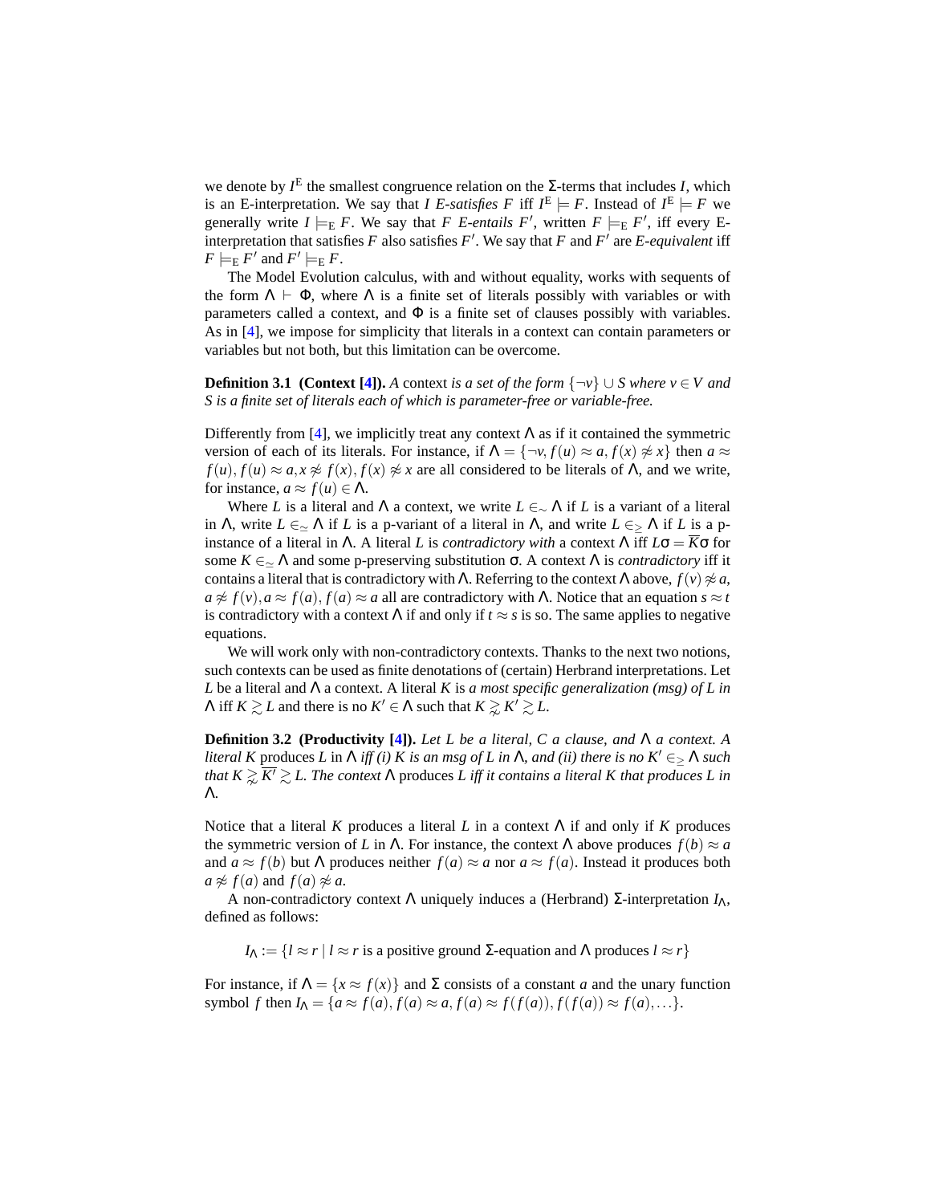we denote by $I^{\mathrm{E}}$ the smallest congruence relation on the $\Sigma$-terms that includes $I$, which is an E-interpretation. We say that $I$ *E-satisfies* $F$ iff $I^{\mathrm{E}} \models F$. Instead of $I^{\mathrm{E}} \models F$ we generally write $I \models_{\mathrm{E}} F$. We say that $F$ *E-entails* $F'$, written $F \models_{\mathrm{E}} F'$, iff every E-interpretation that satisfies $F$ also satisfies $F'$. We say that $F$ and $F'$ are *E-equivalent* iff $F \models_{\mathrm{E}} F'$ and $F' \models_{\mathrm{E}} F$.

The Model Evolution calculus, with and without equality, works with sequents of the form $\Lambda \vdash \Phi$, where $\Lambda$ is a finite set of literals possibly with variables or with parameters called a context, and $\Phi$ is a finite set of clauses possibly with variables. As in [4], we impose for simplicity that literals in a context can contain parameters or variables but not both, but this limitation can be overcome.

**Definition 3.1 (Context [4]).** *A* context *is a set of the form* $\{\neg v\} \cup S$ *where* $v \in V$ *and* $S$ *is a finite set of literals each of which is parameter-free or variable-free.*

Differently from [4], we implicitly treat any context $\Lambda$ as if it contained the symmetric version of each of its literals. For instance, if $\Lambda = \{\neg v, f(u) \approx a, f(x) \not\approx x\}$ then $a \approx f(u), f(u) \approx a, x \not\approx f(x), f(x) \not\approx x$ are all considered to be literals of $\Lambda$, and we write, for instance, $a \approx f(u) \in \Lambda$.

Where $L$ is a literal and $\Lambda$ a context, we write $L \in_{\sim} \Lambda$ if $L$ is a variant of a literal in $\Lambda$, write $L \in_{\simeq} \Lambda$ if $L$ is a p-variant of a literal in $\Lambda$, and write $L \in_{\geq} \Lambda$ if $L$ is a p-instance of a literal in $\Lambda$. A literal $L$ is *contradictory with* a context $\Lambda$ iff $L\sigma = \overline{K}\sigma$ for some $K \in_{\simeq} \Lambda$ and some p-preserving substitution $\sigma$. A context $\Lambda$ is *contradictory* iff it contains a literal that is contradictory with $\Lambda$. Referring to the context $\Lambda$ above, $f(v) \not\approx a$, $a \not\approx f(v), a \approx f(a), f(a) \approx a$ all are contradictory with $\Lambda$. Notice that an equation $s \approx t$ is contradictory with a context $\Lambda$ if and only if $t \approx s$ is so. The same applies to negative equations.

We will work only with non-contradictory contexts. Thanks to the next two notions, such contexts can be used as finite denotations of (certain) Herbrand interpretations. Let $L$ be a literal and $\Lambda$ a context. A literal $K$ is *a most specific generalization (msg) of* $L$ *in* $\Lambda$ iff $K \gtrsim L$ and there is no $K' \in \Lambda$ such that $K \gtrapprox K' \gtrsim L$.

**Definition 3.2 (Productivity [4]).** *Let* $L$ *be a literal,* $C$ *a clause, and* $\Lambda$ *a context. A literal* $K$ produces $L$ in $\Lambda$ *iff (i)* $K$ *is an msg of* $L$ *in* $\Lambda$*, and (ii) there is no* $K' \in_{\geq} \Lambda$ *such that* $K \gtrapprox \overline{K'} \gtrsim L$*. The context* $\Lambda$ produces $L$ *iff it contains a literal* $K$ *that produces* $L$ *in* $\Lambda$*.*

Notice that a literal $K$ produces a literal $L$ in a context $\Lambda$ if and only if $K$ produces the symmetric version of $L$ in $\Lambda$. For instance, the context $\Lambda$ above produces $f(b) \approx a$ and $a \approx f(b)$ but $\Lambda$ produces neither $f(a) \approx a$ nor $a \approx f(a)$. Instead it produces both $a \not\approx f(a)$ and $f(a) \not\approx a$.

A non-contradictory context $\Lambda$ uniquely induces a (Herbrand) $\Sigma$-interpretation $I_\Lambda$, defined as follows:

$$I_\Lambda := \{l \approx r \mid l \approx r \text{ is a positive ground } \Sigma\text{-equation and } \Lambda \text{ produces } l \approx r\}$$

For instance, if $\Lambda = \{x \approx f(x)\}$ and $\Sigma$ consists of a constant $a$ and the unary function symbol $f$ then $I_\Lambda = \{a \approx f(a), f(a) \approx a, f(a) \approx f(f(a)), f(f(a)) \approx f(a), \ldots\}$.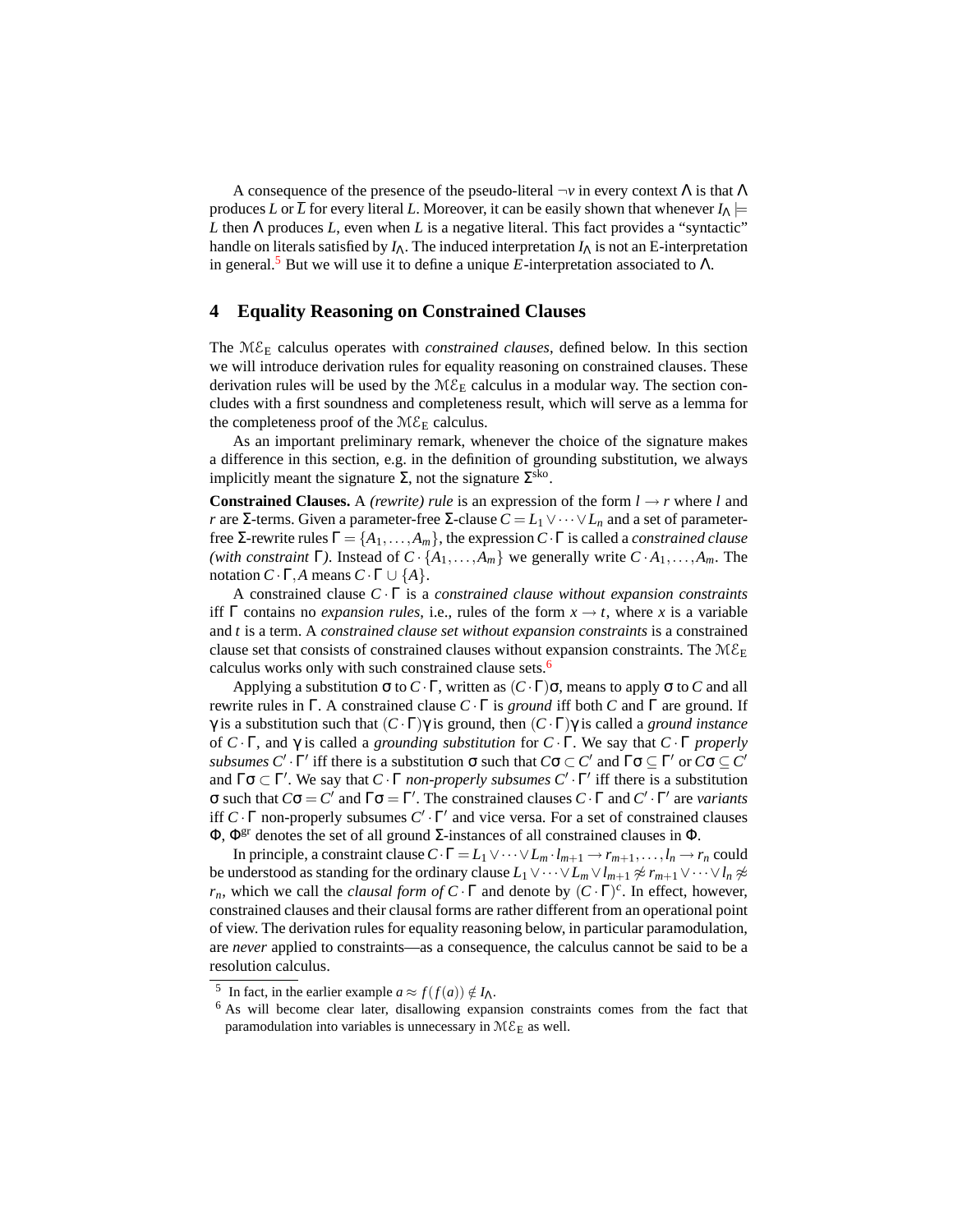A consequence of the presence of the pseudo-literal $\neg v$ in every context $\Lambda$ is that $\Lambda$ produces $L$ or $\overline{L}$ for every literal $L$. Moreover, it can be easily shown that whenever $I_\Lambda \models L$ then $\Lambda$ produces $L$, even when $L$ is a negative literal. This fact provides a "syntactic" handle on literals satisfied by $I_\Lambda$. The induced interpretation $I_\Lambda$ is not an E-interpretation in general.[5] But we will use it to define a unique $E$-interpretation associated to $\Lambda$.

## 4 Equality Reasoning on Constrained Clauses

The $\mathcal{ME}_\mathrm{E}$ calculus operates with *constrained clauses*, defined below. In this section we will introduce derivation rules for equality reasoning on constrained clauses. These derivation rules will be used by the $\mathcal{ME}_\mathrm{E}$ calculus in a modular way. The section concludes with a first soundness and completeness result, which will serve as a lemma for the completeness proof of the $\mathcal{ME}_\mathrm{E}$ calculus.

As an important preliminary remark, whenever the choice of the signature makes a difference in this section, e.g. in the definition of grounding substitution, we always implicitly meant the signature $\Sigma$, not the signature $\Sigma^{\mathrm{sko}}$.

**Constrained Clauses.** A *(rewrite) rule* is an expression of the form $l \to r$ where $l$ and $r$ are $\Sigma$-terms. Given a parameter-free $\Sigma$-clause $C = L_1 \vee \cdots \vee L_n$ and a set of parameter-free $\Sigma$-rewrite rules $\Gamma = \{A_1, \ldots, A_m\}$, the expression $C \cdot \Gamma$ is called a *constrained clause (with constraint $\Gamma$)*. Instead of $C \cdot \{A_1, \ldots, A_m\}$ we generally write $C \cdot A_1, \ldots, A_m$. The notation $C \cdot \Gamma, A$ means $C \cdot \Gamma \cup \{A\}$.

A constrained clause $C \cdot \Gamma$ is a *constrained clause without expansion constraints* iff $\Gamma$ contains no *expansion rules*, i.e., rules of the form $x \to t$, where $x$ is a variable and $t$ is a term. A *constrained clause set without expansion constraints* is a constrained clause set that consists of constrained clauses without expansion constraints. The $\mathcal{ME}_\mathrm{E}$ calculus works only with such constrained clause sets.[6]

Applying a substitution $\sigma$ to $C \cdot \Gamma$, written as $(C \cdot \Gamma)\sigma$, means to apply $\sigma$ to $C$ and all rewrite rules in $\Gamma$. A constrained clause $C \cdot \Gamma$ is *ground* iff both $C$ and $\Gamma$ are ground. If $\gamma$ is a substitution such that $(C \cdot \Gamma)\gamma$ is ground, then $(C \cdot \Gamma)\gamma$ is called a *ground instance* of $C \cdot \Gamma$, and $\gamma$ is called a *grounding substitution* for $C \cdot \Gamma$. We say that $C \cdot \Gamma$ *properly subsumes* $C' \cdot \Gamma'$ iff there is a substitution $\sigma$ such that $C\sigma \subset C'$ and $\Gamma\sigma \subseteq \Gamma'$ or $C\sigma \subseteq C'$ and $\Gamma\sigma \subset \Gamma'$. We say that $C \cdot \Gamma$ *non-properly subsumes* $C' \cdot \Gamma'$ iff there is a substitution $\sigma$ such that $C\sigma = C'$ and $\Gamma\sigma = \Gamma'$. The constrained clauses $C \cdot \Gamma$ and $C' \cdot \Gamma'$ are *variants* iff $C \cdot \Gamma$ non-properly subsumes $C' \cdot \Gamma'$ and vice versa. For a set of constrained clauses $\Phi$, $\Phi^{\mathrm{gr}}$ denotes the set of all ground $\Sigma$-instances of all constrained clauses in $\Phi$.

In principle, a constraint clause $C \cdot \Gamma = L_1 \vee \cdots \vee L_m \cdot l_{m+1} \to r_{m+1}, \ldots, l_n \to r_n$ could be understood as standing for the ordinary clause $L_1 \vee \cdots \vee L_m \vee l_{m+1} \not\approx r_{m+1} \vee \cdots \vee l_n \not\approx r_n$, which we call the *clausal form of* $C \cdot \Gamma$ and denote by $(C \cdot \Gamma)^c$. In effect, however, constrained clauses and their clausal forms are rather different from an operational point of view. The derivation rules for equality reasoning below, in particular paramodulation, are *never* applied to constraints—as a consequence, the calculus cannot be said to be a resolution calculus.

---

[5] In fact, in the earlier example $a \approx f(f(a)) \notin I_\Lambda$.

[6] As will become clear later, disallowing expansion constraints comes from the fact that paramodulation into variables is unnecessary in $\mathcal{ME}_\mathrm{E}$ as well.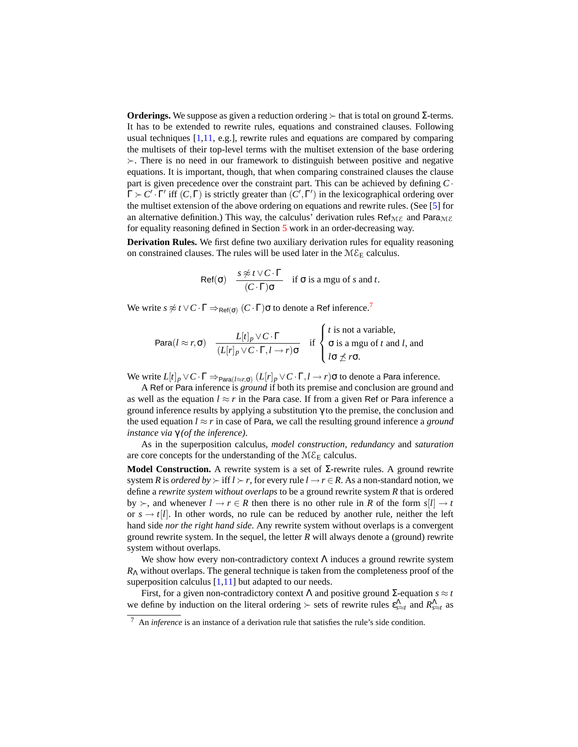**Orderings.** We suppose as given a reduction ordering $\succ$ that is total on ground $\Sigma$-terms. It has to be extended to rewrite rules, equations and constrained clauses. Following usual techniques [1,11, e.g.], rewrite rules and equations are compared by comparing the multisets of their top-level terms with the multiset extension of the base ordering $\succ$. There is no need in our framework to distinguish between positive and negative equations. It is important, though, that when comparing constrained clauses the clause part is given precedence over the constraint part. This can be achieved by defining $C \cdot \Gamma \succ C' \cdot \Gamma'$ iff $(C, \Gamma)$ is strictly greater than $(C', \Gamma')$ in the lexicographical ordering over the multiset extension of the above ordering on equations and rewrite rules. (See [5] for an alternative definition.) This way, the calculus' derivation rules $\mathsf{Ref}_{\mathcal{ME}}$ and $\mathsf{Para}_{\mathcal{ME}}$ for equality reasoning defined in Section 5 work in an order-decreasing way.

**Derivation Rules.** We first define two auxiliary derivation rules for equality reasoning on constrained clauses. The rules will be used later in the $\mathcal{ME}_\mathrm{E}$ calculus.

$$\mathsf{Ref}(\sigma) \quad \frac{s \not\approx t \vee C \cdot \Gamma}{(C \cdot \Gamma)\sigma} \quad \text{if } \sigma \text{ is a mgu of } s \text{ and } t.$$

We write $s \not\approx t \vee C \cdot \Gamma \Rightarrow_{\mathsf{Ref}(\sigma)} (C \cdot \Gamma)\sigma$ to denote a $\mathsf{Ref}$ inference.[7]

$$\mathsf{Para}(l \approx r, \sigma) \quad \frac{L[t]_p \vee C \cdot \Gamma}{(L[r]_p \vee C \cdot \Gamma, l \to r)\sigma} \quad \text{if } \begin{cases} t \text{ is not a variable,} \\ \sigma \text{ is a mgu of } t \text{ and } l, \text{ and} \\ l\sigma \not\preceq r\sigma. \end{cases}$$

We write $L[t]_p \vee C \cdot \Gamma \Rightarrow_{\mathsf{Para}(l \approx r, \sigma)} (L[r]_p \vee C \cdot \Gamma, l \to r)\sigma$ to denote a $\mathsf{Para}$ inference.

A $\mathsf{Ref}$ or $\mathsf{Para}$ inference is *ground* if both its premise and conclusion are ground and as well as the equation $l \approx r$ in the $\mathsf{Para}$ case. If from a given $\mathsf{Ref}$ or $\mathsf{Para}$ inference a ground inference results by applying a substitution $\gamma$ to the premise, the conclusion and the used equation $l \approx r$ in case of $\mathsf{Para}$, we call the resulting ground inference a *ground instance via* $\gamma$ *(of the inference)*.

As in the superposition calculus, *model construction*, *redundancy* and *saturation* are core concepts for the understanding of the $\mathcal{ME}_\mathrm{E}$ calculus.

**Model Construction.** A rewrite system is a set of $\Sigma$-rewrite rules. A ground rewrite system $R$ is *ordered by* $\succ$ iff $l \succ r$, for every rule $l \to r \in R$. As a non-standard notion, we define a *rewrite system without overlaps* to be a ground rewrite system $R$ that is ordered by $\succ$, and whenever $l \to r \in R$ then there is no other rule in $R$ of the form $s[l] \to t$ or $s \to t[l]$. In other words, no rule can be reduced by another rule, neither the left hand side *nor the right hand side*. Any rewrite system without overlaps is a convergent ground rewrite system. In the sequel, the letter $R$ will always denote a (ground) rewrite system without overlaps.

We show how every non-contradictory context $\Lambda$ induces a ground rewrite system $R_\Lambda$ without overlaps. The general technique is taken from the completeness proof of the superposition calculus [1,11] but adapted to our needs.

First, for a given non-contradictory context $\Lambda$ and positive ground $\Sigma$-equation $s \approx t$ we define by induction on the literal ordering $\succ$ sets of rewrite rules $\varepsilon^\Lambda_{s\approx t}$ and $R^\Lambda_{s\approx t}$ as

[7] An *inference* is an instance of a derivation rule that satisfies the rule's side condition.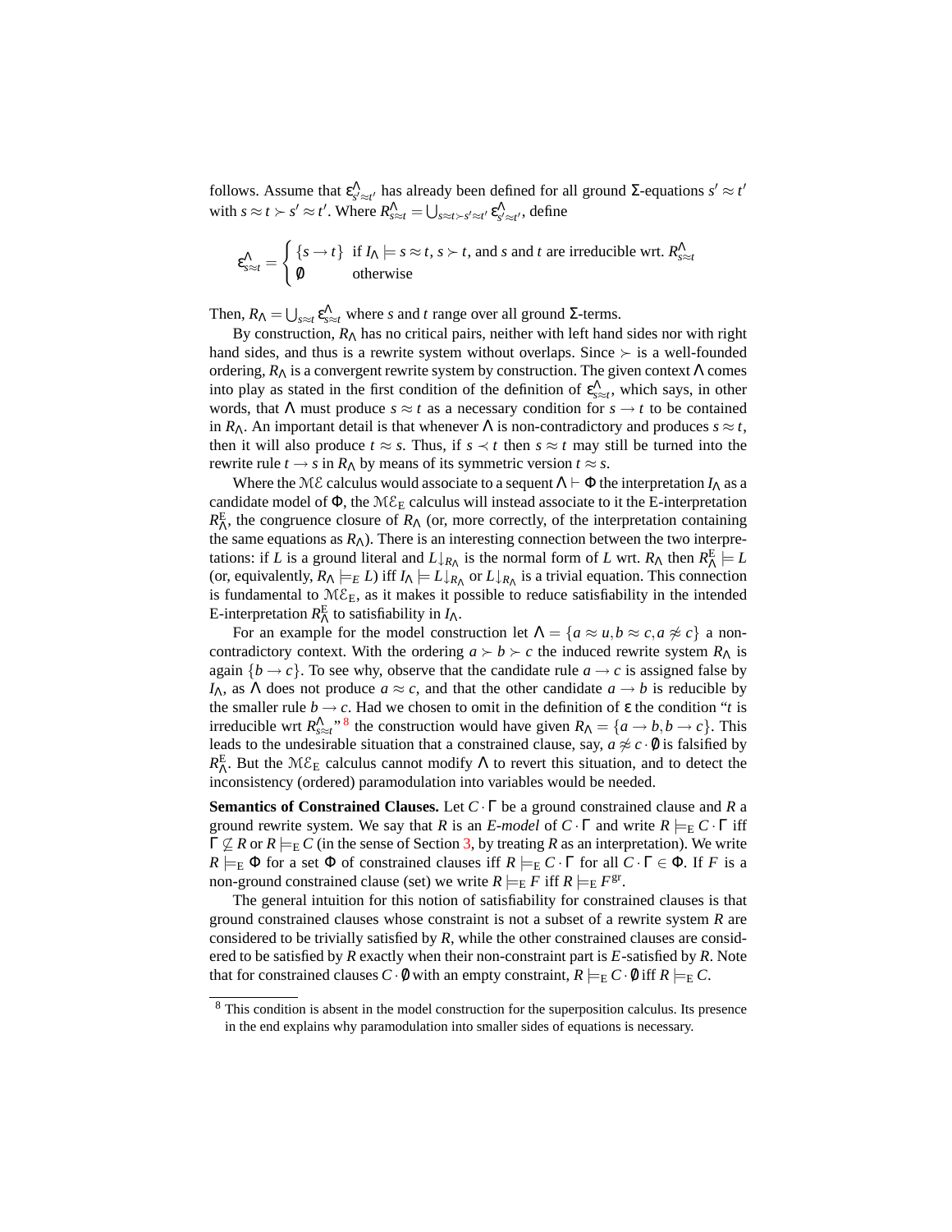follows. Assume that $\varepsilon^{\Lambda}_{s' \approx t'}$ has already been defined for all ground $\Sigma$-equations $s' \approx t'$ with $s \approx t \succ s' \approx t'$. Where $R^{\Lambda}_{s \approx t} = \bigcup_{s \approx t \succ s' \approx t'} \varepsilon^{\Lambda}_{s' \approx t'}$, define

$$\varepsilon^{\Lambda}_{s \approx t} = \begin{cases} \{s \to t\} & \text{if } I_{\Lambda} \models s \approx t,\ s \succ t, \text{ and } s \text{ and } t \text{ are irreducible wrt. } R^{\Lambda}_{s \approx t} \\ \emptyset & \text{otherwise} \end{cases}$$

Then, $R_{\Lambda} = \bigcup_{s \approx t} \varepsilon^{\Lambda}_{s \approx t}$ where $s$ and $t$ range over all ground $\Sigma$-terms.

By construction, $R_{\Lambda}$ has no critical pairs, neither with left hand sides nor with right hand sides, and thus is a rewrite system without overlaps. Since $\succ$ is a well-founded ordering, $R_{\Lambda}$ is a convergent rewrite system by construction. The given context $\Lambda$ comes into play as stated in the first condition of the definition of $\varepsilon^{\Lambda}_{s \approx t}$, which says, in other words, that $\Lambda$ must produce $s \approx t$ as a necessary condition for $s \to t$ to be contained in $R_{\Lambda}$. An important detail is that whenever $\Lambda$ is non-contradictory and produces $s \approx t$, then it will also produce $t \approx s$. Thus, if $s \prec t$ then $s \approx t$ may still be turned into the rewrite rule $t \to s$ in $R_{\Lambda}$ by means of its symmetric version $t \approx s$.

Where the $\mathcal{ME}$ calculus would associate to a sequent $\Lambda \vdash \Phi$ the interpretation $I_{\Lambda}$ as a candidate model of $\Phi$, the $\mathcal{ME}_{\mathrm{E}}$ calculus will instead associate to it the E-interpretation $R^{\mathrm{E}}_{\Lambda}$, the congruence closure of $R_{\Lambda}$ (or, more correctly, of the interpretation containing the same equations as $R_{\Lambda}$). There is an interesting connection between the two interpretations: if $L$ is a ground literal and $L{\downarrow}_{R_{\Lambda}}$ is the normal form of $L$ wrt. $R_{\Lambda}$ then $R^{\mathrm{E}}_{\Lambda} \models L$ (or, equivalently, $R_{\Lambda} \models_E L$) iff $I_{\Lambda} \models L{\downarrow}_{R_{\Lambda}}$ or $L{\downarrow}_{R_{\Lambda}}$ is a trivial equation. This connection is fundamental to $\mathcal{ME}_{\mathrm{E}}$, as it makes it possible to reduce satisfiability in the intended E-interpretation $R^{\mathrm{E}}_{\Lambda}$ to satisfiability in $I_{\Lambda}$.

For an example for the model construction let $\Lambda = \{a \approx u, b \approx c, a \not\approx c\}$ a non-contradictory context. With the ordering $a \succ b \succ c$ the induced rewrite system $R_{\Lambda}$ is again $\{b \to c\}$. To see why, observe that the candidate rule $a \to c$ is assigned false by $I_{\Lambda}$, as $\Lambda$ does not produce $a \approx c$, and that the other candidate $a \to b$ is reducible by the smaller rule $b \to c$. Had we chosen to omit in the definition of $\varepsilon$ the condition "$t$ is irreducible wrt $R^{\Lambda}_{s \approx t}$" [8] the construction would have given $R_{\Lambda} = \{a \to b, b \to c\}$. This leads to the undesirable situation that a constrained clause, say, $a \not\approx c \cdot \emptyset$ is falsified by $R^{\mathrm{E}}_{\Lambda}$. But the $\mathcal{ME}_{\mathrm{E}}$ calculus cannot modify $\Lambda$ to revert this situation, and to detect the inconsistency (ordered) paramodulation into variables would be needed.

**Semantics of Constrained Clauses.** Let $C \cdot \Gamma$ be a ground constrained clause and $R$ a ground rewrite system. We say that $R$ is an *E-model* of $C \cdot \Gamma$ and write $R \models_{\mathrm{E}} C \cdot \Gamma$ iff $\Gamma \not\subseteq R$ or $R \models_{\mathrm{E}} C$ (in the sense of Section 3, by treating $R$ as an interpretation). We write $R \models_{\mathrm{E}} \Phi$ for a set $\Phi$ of constrained clauses iff $R \models_{\mathrm{E}} C \cdot \Gamma$ for all $C \cdot \Gamma \in \Phi$. If $F$ is a non-ground constrained clause (set) we write $R \models_{\mathrm{E}} F$ iff $R \models_{\mathrm{E}} F^{\mathrm{gr}}$.

The general intuition for this notion of satisfiability for constrained clauses is that ground constrained clauses whose constraint is not a subset of a rewrite system $R$ are considered to be trivially satisfied by $R$, while the other constrained clauses are considered to be satisfied by $R$ exactly when their non-constraint part is $E$-satisfied by $R$. Note that for constrained clauses $C \cdot \emptyset$ with an empty constraint, $R \models_{\mathrm{E}} C \cdot \emptyset$ iff $R \models_{\mathrm{E}} C$.

---

[8] This condition is absent in the model construction for the superposition calculus. Its presence in the end explains why paramodulation into smaller sides of equations is necessary.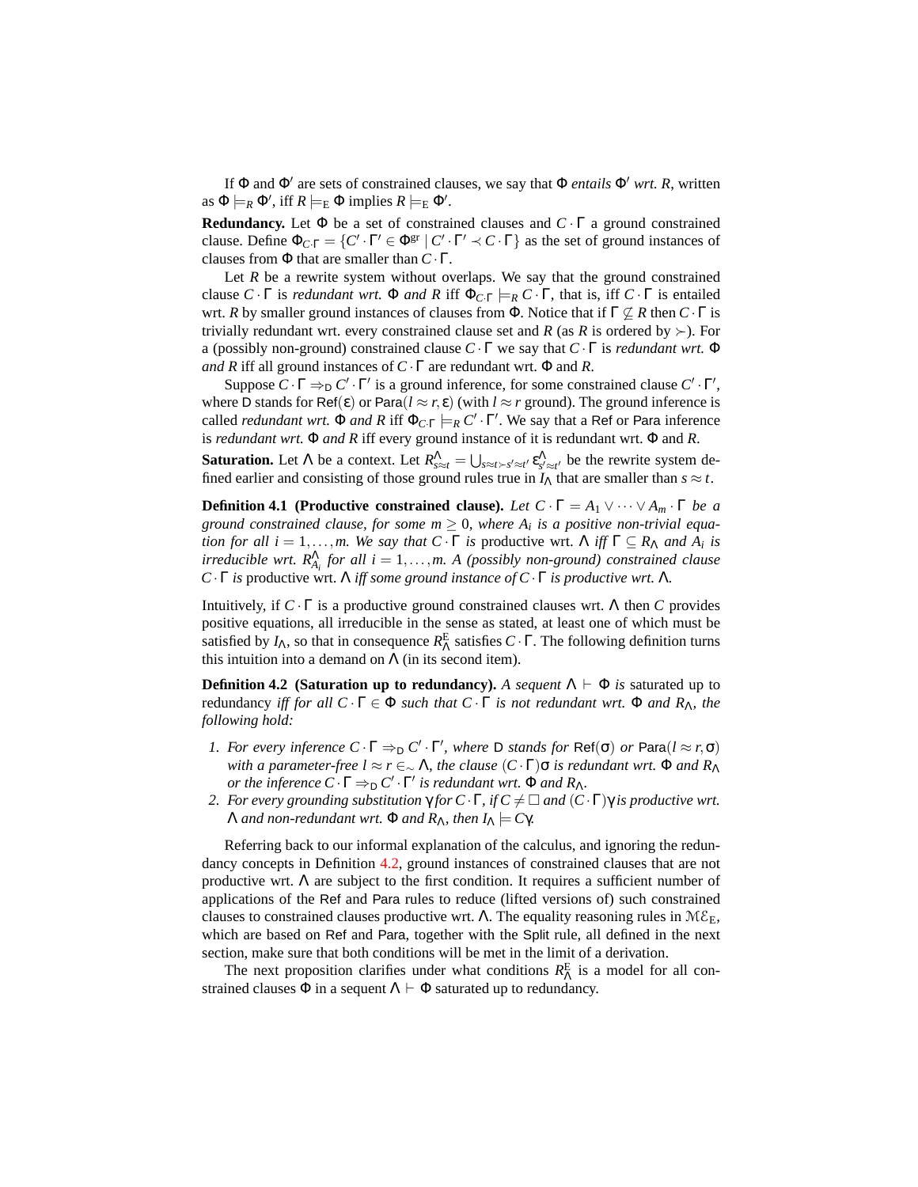If $\Phi$ and $\Phi'$ are sets of constrained clauses, we say that $\Phi$ *entails* $\Phi'$ *wrt. R*, written as $\Phi \models_R \Phi'$, iff $R \models_{\mathrm{E}} \Phi$ implies $R \models_{\mathrm{E}} \Phi'$.

**Redundancy.** Let $\Phi$ be a set of constrained clauses and $C \cdot \Gamma$ a ground constrained clause. Define $\Phi_{C \cdot \Gamma} = \{C' \cdot \Gamma' \in \Phi^{\mathrm{gr}} \mid C' \cdot \Gamma' \prec C \cdot \Gamma\}$ as the set of ground instances of clauses from $\Phi$ that are smaller than $C \cdot \Gamma$.

Let $R$ be a rewrite system without overlaps. We say that the ground constrained clause $C \cdot \Gamma$ is *redundant wrt.* $\Phi$ *and* $R$ iff $\Phi_{C \cdot \Gamma} \models_R C \cdot \Gamma$, that is, iff $C \cdot \Gamma$ is entailed wrt. $R$ by smaller ground instances of clauses from $\Phi$. Notice that if $\Gamma \not\subseteq R$ then $C \cdot \Gamma$ is trivially redundant wrt. every constrained clause set and $R$ (as $R$ is ordered by $\succ$). For a (possibly non-ground) constrained clause $C \cdot \Gamma$ we say that $C \cdot \Gamma$ is *redundant wrt.* $\Phi$ *and* $R$ iff all ground instances of $C \cdot \Gamma$ are redundant wrt. $\Phi$ and $R$.

Suppose $C \cdot \Gamma \Rightarrow_{\mathsf{D}} C' \cdot \Gamma'$ is a ground inference, for some constrained clause $C' \cdot \Gamma'$, where $\mathsf{D}$ stands for $\mathsf{Ref}(\varepsilon)$ or $\mathsf{Para}(l \approx r, \varepsilon)$ (with $l \approx r$ ground). The ground inference is called *redundant wrt.* $\Phi$ *and* $R$ iff $\Phi_{C \cdot \Gamma} \models_R C' \cdot \Gamma'$. We say that a $\mathsf{Ref}$ or $\mathsf{Para}$ inference is *redundant wrt.* $\Phi$ *and* $R$ iff every ground instance of it is redundant wrt. $\Phi$ and $R$.

**Saturation.** Let $\Lambda$ be a context. Let $R^{\Lambda}_{s \approx t} = \bigcup_{s \approx t \succ s' \approx t'} \varepsilon^{\Lambda}_{s' \approx t'}$ be the rewrite system defined earlier and consisting of those ground rules true in $I_{\Lambda}$ that are smaller than $s \approx t$.

**Definition 4.1 (Productive constrained clause).** *Let $C \cdot \Gamma = A_1 \vee \cdots \vee A_m \cdot \Gamma$ be a ground constrained clause, for some $m \geq 0$, where $A_i$ is a positive non-trivial equation for all $i = 1, \ldots, m$. We say that $C \cdot \Gamma$ is* productive wrt. $\Lambda$ *iff $\Gamma \subseteq R_{\Lambda}$ and $A_i$ is irreducible wrt. $R^{\Lambda}_{A_i}$ for all $i = 1, \ldots, m$. A (possibly non-ground) constrained clause $C \cdot \Gamma$ is* productive wrt. $\Lambda$ *iff some ground instance of $C \cdot \Gamma$ is productive wrt. $\Lambda$.*

Intuitively, if $C \cdot \Gamma$ is a productive ground constrained clauses wrt. $\Lambda$ then $C$ provides positive equations, all irreducible in the sense as stated, at least one of which must be satisfied by $I_{\Lambda}$, so that in consequence $R^{\mathrm{E}}_{\Lambda}$ satisfies $C \cdot \Gamma$. The following definition turns this intuition into a demand on $\Lambda$ (in its second item).

**Definition 4.2 (Saturation up to redundancy).** *A sequent $\Lambda \vdash \Phi$ is* saturated up to redundancy *iff for all $C \cdot \Gamma \in \Phi$ such that $C \cdot \Gamma$ is not redundant wrt. $\Phi$ and $R_{\Lambda}$, the following hold:*

1. *For every inference $C \cdot \Gamma \Rightarrow_{\mathsf{D}} C' \cdot \Gamma'$, where $\mathsf{D}$ stands for $\mathsf{Ref}(\sigma)$ or $\mathsf{Para}(l \approx r, \sigma)$ with a parameter-free $l \approx r \in_{\sim} \Lambda$, the clause $(C \cdot \Gamma)\sigma$ is redundant wrt. $\Phi$ and $R_{\Lambda}$ or the inference $C \cdot \Gamma \Rightarrow_{\mathsf{D}} C' \cdot \Gamma'$ is redundant wrt. $\Phi$ and $R_{\Lambda}$.*
2. *For every grounding substitution $\gamma$ for $C \cdot \Gamma$, if $C \neq \square$ and $(C \cdot \Gamma)\gamma$ is productive wrt. $\Lambda$ and non-redundant wrt. $\Phi$ and $R_{\Lambda}$, then $I_{\Lambda} \models C\gamma$.*

Referring back to our informal explanation of the calculus, and ignoring the redundancy concepts in Definition 4.2, ground instances of constrained clauses that are not productive wrt. $\Lambda$ are subject to the first condition. It requires a sufficient number of applications of the $\mathsf{Ref}$ and $\mathsf{Para}$ rules to reduce (lifted versions of) such constrained clauses to constrained clauses productive wrt. $\Lambda$. The equality reasoning rules in $\mathcal{ME}_{\mathrm{E}}$, which are based on $\mathsf{Ref}$ and $\mathsf{Para}$, together with the $\mathsf{Split}$ rule, all defined in the next section, make sure that both conditions will be met in the limit of a derivation.

The next proposition clarifies under what conditions $R^{\mathrm{E}}_{\Lambda}$ is a model for all constrained clauses $\Phi$ in a sequent $\Lambda \vdash \Phi$ saturated up to redundancy.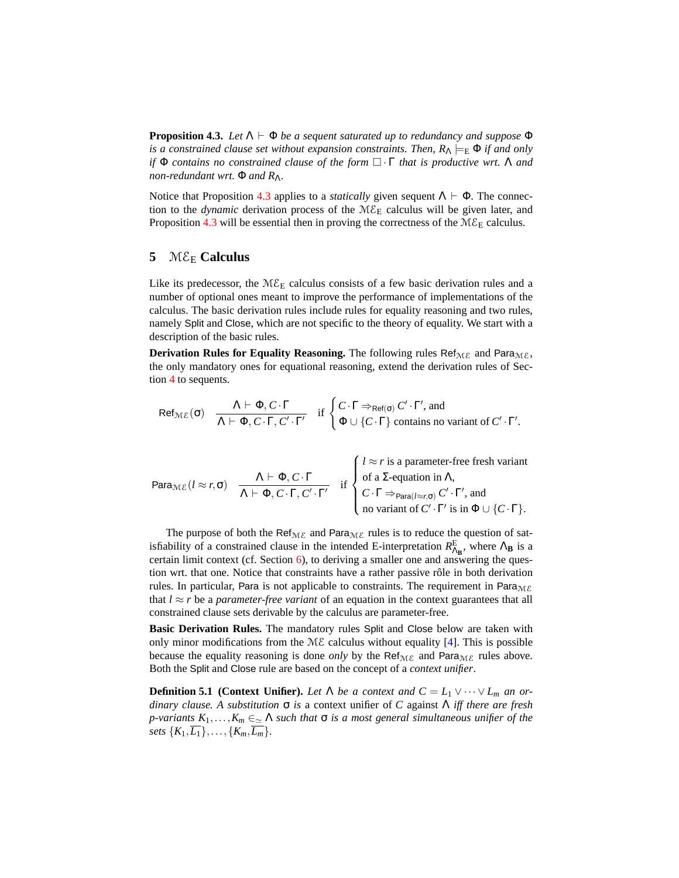**Proposition 4.3.** *Let $\Lambda \vdash \Phi$ be a sequent saturated up to redundancy and suppose $\Phi$ is a constrained clause set without expansion constraints. Then, $R_\Lambda \models_{\mathrm{E}} \Phi$ if and only if $\Phi$ contains no constrained clause of the form $\Box \cdot \Gamma$ that is productive wrt. $\Lambda$ and non-redundant wrt. $\Phi$ and $R_\Lambda$.*

Notice that Proposition 4.3 applies to a *statically* given sequent $\Lambda \vdash \Phi$. The connection to the *dynamic* derivation process of the $\mathcal{ME}_{\mathrm{E}}$ calculus will be given later, and Proposition 4.3 will be essential then in proving the correctness of the $\mathcal{ME}_{\mathrm{E}}$ calculus.

## 5 $\mathcal{ME}_{\mathrm{E}}$ Calculus

Like its predecessor, the $\mathcal{ME}_{\mathrm{E}}$ calculus consists of a few basic derivation rules and a number of optional ones meant to improve the performance of implementations of the calculus. The basic derivation rules include rules for equality reasoning and two rules, namely Split and Close, which are not specific to the theory of equality. We start with a description of the basic rules.

**Derivation Rules for Equality Reasoning.** The following rules $\mathsf{Ref}_{\mathcal{ME}}$ and $\mathsf{Para}_{\mathcal{ME}}$, the only mandatory ones for equational reasoning, extend the derivation rules of Section 4 to sequents.

$$\mathsf{Ref}_{\mathcal{ME}}(\sigma) \quad \frac{\Lambda \vdash \Phi, C \cdot \Gamma}{\Lambda \vdash \Phi, C \cdot \Gamma, C' \cdot \Gamma'} \quad \text{if } \begin{cases} C \cdot \Gamma \Rightarrow_{\mathsf{Ref}(\sigma)} C' \cdot \Gamma', \text{ and} \\ \Phi \cup \{C \cdot \Gamma\} \text{ contains no variant of } C' \cdot \Gamma'. \end{cases}$$

$$\mathsf{Para}_{\mathcal{ME}}(l \approx r, \sigma) \quad \frac{\Lambda \vdash \Phi, C \cdot \Gamma}{\Lambda \vdash \Phi, C \cdot \Gamma, C' \cdot \Gamma'} \quad \text{if } \begin{cases} l \approx r \text{ is a parameter-free fresh variant} \\ \text{of a } \Sigma\text{-equation in } \Lambda, \\ C \cdot \Gamma \Rightarrow_{\mathsf{Para}(l \approx r, \sigma)} C' \cdot \Gamma', \text{ and} \\ \text{no variant of } C' \cdot \Gamma' \text{ is in } \Phi \cup \{C \cdot \Gamma\}. \end{cases}$$

The purpose of both the $\mathsf{Ref}_{\mathcal{ME}}$ and $\mathsf{Para}_{\mathcal{ME}}$ rules is to reduce the question of satisfiability of a constrained clause in the intended E-interpretation $R^{\mathrm{E}}_{\Lambda_{\mathbf{B}}}$, where $\Lambda_{\mathbf{B}}$ is a certain limit context (cf. Section 6), to deriving a smaller one and answering the question wrt. that one. Notice that constraints have a rather passive rôle in both derivation rules. In particular, Para is not applicable to constraints. The requirement in $\mathsf{Para}_{\mathcal{ME}}$ that $l \approx r$ be a *parameter-free variant* of an equation in the context guarantees that all constrained clause sets derivable by the calculus are parameter-free.

**Basic Derivation Rules.** The mandatory rules Split and Close below are taken with only minor modifications from the $\mathcal{ME}$ calculus without equality [4]. This is possible because the equality reasoning is done *only* by the $\mathsf{Ref}_{\mathcal{ME}}$ and $\mathsf{Para}_{\mathcal{ME}}$ rules above. Both the Split and Close rule are based on the concept of a *context unifier*.

**Definition 5.1 (Context Unifier).** *Let $\Lambda$ be a context and $C = L_1 \vee \cdots \vee L_m$ an ordinary clause. A substitution $\sigma$ is* a context unifier of $C$ against $\Lambda$ *iff there are fresh p-variants $K_1, \ldots, K_m \in_{\simeq} \Lambda$ such that $\sigma$ is a most general simultaneous unifier of the sets $\{K_1, \overline{L_1}\}, \ldots, \{K_m, \overline{L_m}\}$.*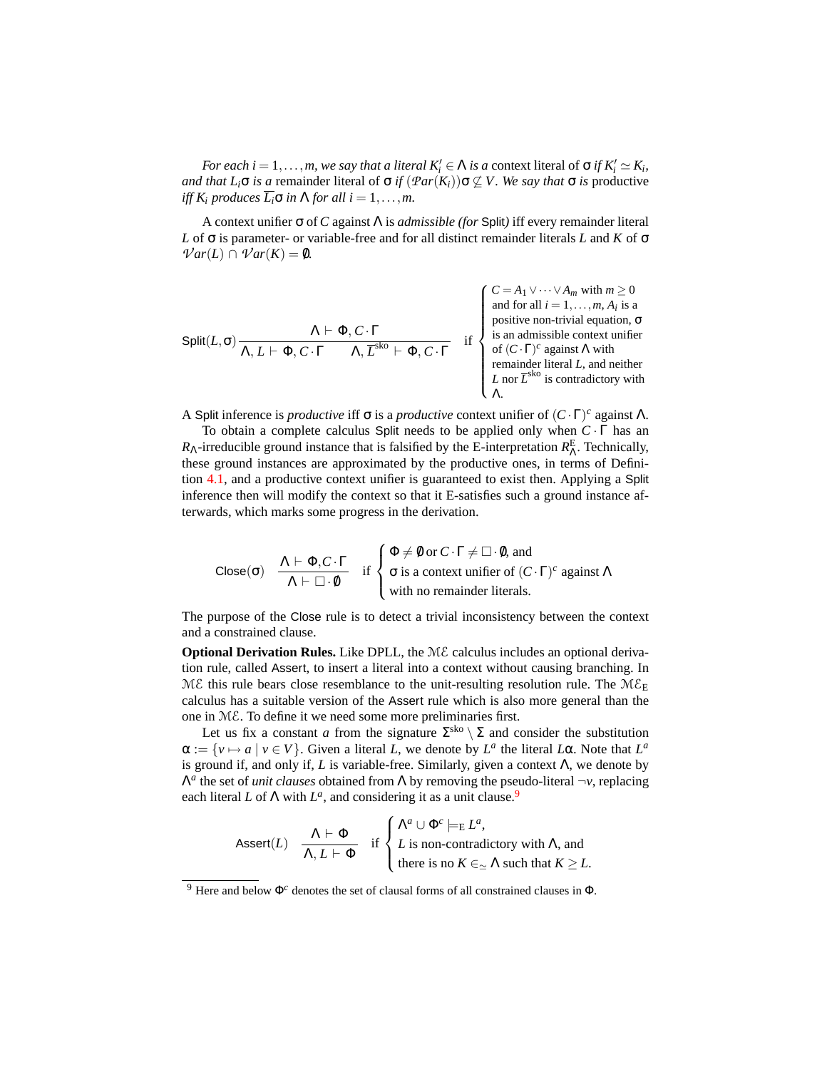*For each $i = 1, \ldots, m$, we say that a literal $K'_i \in \Lambda$ is a* context literal of $\sigma$ *if $K'_i \simeq K_i$, and that $L_i\sigma$ is a* remainder literal of $\sigma$ *if $(\mathcal{P}ar(K_i))\sigma \not\subseteq V$. We say that $\sigma$ is* productive *iff $K_i$ produces $\overline{L_i}\sigma$ in $\Lambda$ for all $i = 1, \ldots, m$.*

A context unifier $\sigma$ of $C$ against $\Lambda$ is *admissible (for* Split*)* iff every remainder literal $L$ of $\sigma$ is parameter- or variable-free and for all distinct remainder literals $L$ and $K$ of $\sigma$ $\mathcal{V}ar(L) \cap \mathcal{V}ar(K) = \emptyset$.

$$\mathsf{Split}(L,\sigma)\ \frac{\Lambda \vdash \Phi, C \cdot \Gamma}{\Lambda, L \vdash \Phi, C \cdot \Gamma \qquad \Lambda, \overline{L}^{\mathrm{sko}} \vdash \Phi, C \cdot \Gamma} \quad \text{if} \begin{cases} C = A_1 \vee \cdots \vee A_m \text{ with } m \geq 0 \\ \text{and for all } i = 1, \ldots, m,\ A_i \text{ is a} \\ \text{positive non-trivial equation, } \sigma \\ \text{is an admissible context unifier} \\ \text{of } (C \cdot \Gamma)^c \text{ against } \Lambda \text{ with} \\ \text{remainder literal } L \text{, and neither} \\ L \text{ nor } \overline{L}^{\mathrm{sko}} \text{ is contradictory with} \\ \Lambda. \end{cases}$$

A Split inference is *productive* iff $\sigma$ is a *productive* context unifier of $(C \cdot \Gamma)^c$ against $\Lambda$.

To obtain a complete calculus Split needs to be applied only when $C \cdot \Gamma$ has an $R_\Lambda$-irreducible ground instance that is falsified by the E-interpretation $R^{\mathrm{E}}_\Lambda$. Technically, these ground instances are approximated by the productive ones, in terms of Definition 4.1, and a productive context unifier is guaranteed to exist then. Applying a Split inference then will modify the context so that it E-satisfies such a ground instance afterwards, which marks some progress in the derivation.

$$\mathsf{Close}(\sigma) \quad \frac{\Lambda \vdash \Phi, C \cdot \Gamma}{\Lambda \vdash \Box \cdot \emptyset} \quad \text{if} \begin{cases} \Phi \neq \emptyset \text{ or } C \cdot \Gamma \neq \Box \cdot \emptyset, \text{ and} \\ \sigma \text{ is a context unifier of } (C \cdot \Gamma)^c \text{ against } \Lambda \\ \text{with no remainder literals.} \end{cases}$$

The purpose of the Close rule is to detect a trivial inconsistency between the context and a constrained clause.

**Optional Derivation Rules.** Like DPLL, the $\mathcal{ME}$ calculus includes an optional derivation rule, called Assert, to insert a literal into a context without causing branching. In $\mathcal{ME}$ this rule bears close resemblance to the unit-resulting resolution rule. The $\mathcal{ME}_{\mathrm{E}}$ calculus has a suitable version of the Assert rule which is also more general than the one in $\mathcal{ME}$. To define it we need some more preliminaries first.

Let us fix a constant $a$ from the signature $\Sigma^{\mathrm{sko}} \setminus \Sigma$ and consider the substitution $\alpha := \{v \mapsto a \mid v \in V\}$. Given a literal $L$, we denote by $L^a$ the literal $L\alpha$. Note that $L^a$ is ground if, and only if, $L$ is variable-free. Similarly, given a context $\Lambda$, we denote by $\Lambda^a$ the set of *unit clauses* obtained from $\Lambda$ by removing the pseudo-literal $\neg v$, replacing each literal $L$ of $\Lambda$ with $L^a$, and considering it as a unit clause.[9]

$$\mathsf{Assert}(L) \quad \frac{\Lambda \vdash \Phi}{\Lambda, L \vdash \Phi} \quad \text{if} \begin{cases} \Lambda^a \cup \Phi^c \models_{\mathrm{E}} L^a, \\ L \text{ is non-contradictory with } \Lambda \text{, and} \\ \text{there is no } K \in_{\simeq} \Lambda \text{ such that } K \geq L. \end{cases}$$

[9] Here and below $\Phi^c$ denotes the set of clausal forms of all constrained clauses in $\Phi$.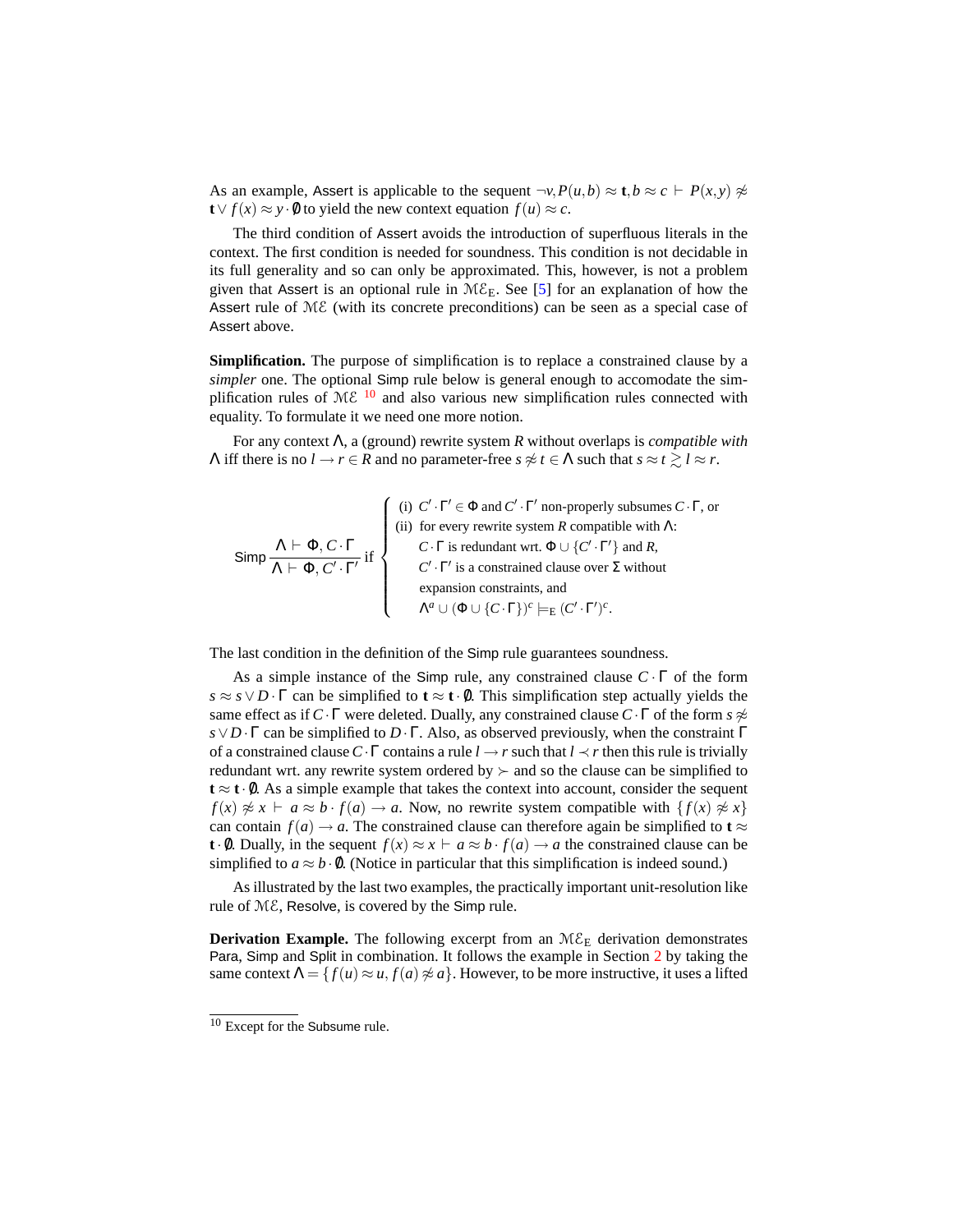As an example, Assert is applicable to the sequent $\neg v, P(u,b) \approx \mathbf{t}, b \approx c \vdash P(x,y) \not\approx \mathbf{t} \vee f(x) \approx y \cdot \emptyset$ to yield the new context equation $f(u) \approx c$.

The third condition of Assert avoids the introduction of superfluous literals in the context. The first condition is needed for soundness. This condition is not decidable in its full generality and so can only be approximated. This, however, is not a problem given that Assert is an optional rule in $\mathcal{ME}_\mathrm{E}$. See [5] for an explanation of how the Assert rule of $\mathcal{ME}$ (with its concrete preconditions) can be seen as a special case of Assert above.

**Simplification.** The purpose of simplification is to replace a constrained clause by a *simpler* one. The optional Simp rule below is general enough to accomodate the simplification rules of $\mathcal{ME}$ [10] and also various new simplification rules connected with equality. To formulate it we need one more notion.

For any context $\Lambda$, a (ground) rewrite system $R$ without overlaps is *compatible with* $\Lambda$ iff there is no $l \to r \in R$ and no parameter-free $s \not\approx t \in \Lambda$ such that $s \approx t \gtrsim l \approx r$.

$$
\text{Simp}\ \frac{\Lambda \vdash \Phi, C \cdot \Gamma}{\Lambda \vdash \Phi, C' \cdot \Gamma'}\ \text{if}\ \left\{
\begin{array}{l}
\text{(i) } C' \cdot \Gamma' \in \Phi \text{ and } C' \cdot \Gamma' \text{ non-properly subsumes } C \cdot \Gamma\text{, or}\\
\text{(ii) for every rewrite system } R \text{ compatible with } \Lambda\text{:}\\
\quad C \cdot \Gamma \text{ is redundant wrt. } \Phi \cup \{C' \cdot \Gamma'\} \text{ and } R,\\
\quad C' \cdot \Gamma' \text{ is a constrained clause over } \Sigma \text{ without}\\
\quad \text{expansion constraints, and}\\
\quad \Lambda^a \cup (\Phi \cup \{C \cdot \Gamma\})^c \models_\mathrm{E} (C' \cdot \Gamma')^c.
\end{array}\right.
$$

The last condition in the definition of the Simp rule guarantees soundness.

As a simple instance of the Simp rule, any constrained clause $C \cdot \Gamma$ of the form $s \approx s \vee D \cdot \Gamma$ can be simplified to $\mathbf{t} \approx \mathbf{t} \cdot \emptyset$. This simplification step actually yields the same effect as if $C \cdot \Gamma$ were deleted. Dually, any constrained clause $C \cdot \Gamma$ of the form $s \not\approx s \vee D \cdot \Gamma$ can be simplified to $D \cdot \Gamma$. Also, as observed previously, when the constraint $\Gamma$ of a constrained clause $C \cdot \Gamma$ contains a rule $l \to r$ such that $l \prec r$ then this rule is trivially redundant wrt. any rewrite system ordered by $\succ$ and so the clause can be simplified to $\mathbf{t} \approx \mathbf{t} \cdot \emptyset$. As a simple example that takes the context into account, consider the sequent $f(x) \not\approx x \vdash a \approx b \cdot f(a) \to a$. Now, no rewrite system compatible with $\{f(x) \not\approx x\}$ can contain $f(a) \to a$. The constrained clause can therefore again be simplified to $\mathbf{t} \approx \mathbf{t} \cdot \emptyset$. Dually, in the sequent $f(x) \approx x \vdash a \approx b \cdot f(a) \to a$ the constrained clause can be simplified to $a \approx b \cdot \emptyset$. (Notice in particular that this simplification is indeed sound.)

As illustrated by the last two examples, the practically important unit-resolution like rule of $\mathcal{ME}$, Resolve, is covered by the Simp rule.

**Derivation Example.** The following excerpt from an $\mathcal{ME}_\mathrm{E}$ derivation demonstrates Para, Simp and Split in combination. It follows the example in Section 2 by taking the same context $\Lambda = \{f(u) \approx u, f(a) \not\approx a\}$. However, to be more instructive, it uses a lifted

[10] Except for the Subsume rule.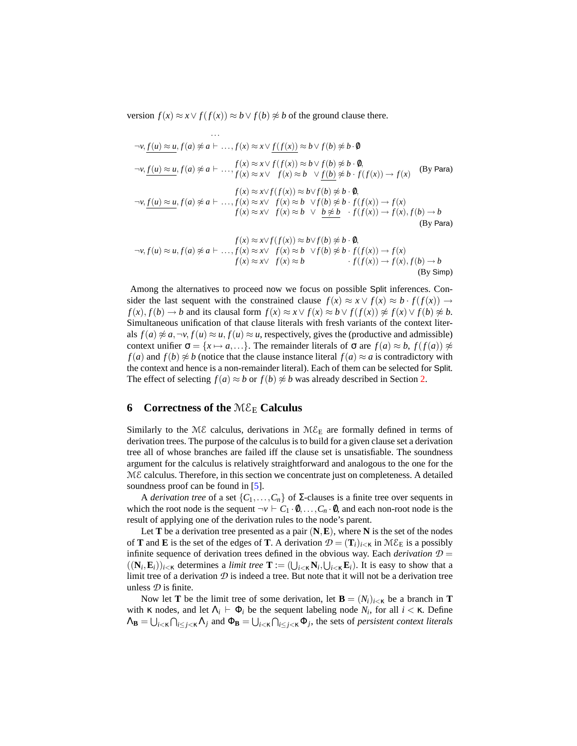version $f(x) \approx x \vee f(f(x)) \approx b \vee f(b) \not\approx b$ of the ground clause there.

$$\cdots$$

$$\neg v, \underline{f(u) \approx u}, f(a) \not\approx a \vdash \ldots, f(x) \approx x \vee \underline{f(f(x))} \approx b \vee f(b) \not\approx b \cdot \emptyset$$

$$\neg v, \underline{f(u) \approx u}, f(a) \not\approx a \vdash \ldots, \begin{array}{l} f(x) \approx x \vee f(f(x)) \approx b \vee f(b) \not\approx b \cdot \emptyset, \\ f(x) \approx x \vee \quad f(x) \approx b \quad \vee \underline{f(b)} \not\approx b \cdot f(f(x)) \to f(x) \end{array} \quad \text{(By Para)}$$

$$\neg v, \underline{f(u) \approx u}, f(a) \not\approx a \vdash \ldots, \begin{array}{l} f(x) \approx x \vee f(f(x)) \approx b \vee f(b) \not\approx b \cdot \emptyset, \\ f(x) \approx x \vee \quad f(x) \approx b \quad \vee f(b) \not\approx b \cdot f(f(x)) \to f(x) \\ f(x) \approx x \vee \quad f(x) \approx b \quad \vee \quad \underline{b \not\approx b} \quad \cdot f(f(x)) \to f(x), f(b) \to b \end{array} \quad \text{(By Para)}$$

$$\neg v, f(u) \approx u, f(a) \not\approx a \vdash \ldots, \begin{array}{l} f(x) \approx x \vee f(f(x)) \approx b \vee f(b) \not\approx b \cdot \emptyset, \\ f(x) \approx x \vee \quad f(x) \approx b \quad \vee f(b) \not\approx b \cdot f(f(x)) \to f(x) \\ f(x) \approx x \vee \quad f(x) \approx b \qquad\qquad\quad \cdot f(f(x)) \to f(x), f(b) \to b \end{array} \quad \text{(By Simp)}$$

Among the alternatives to proceed now we focus on possible Split inferences. Consider the last sequent with the constrained clause $f(x) \approx x \vee f(x) \approx b \cdot f(f(x)) \to f(x), f(b) \to b$ and its clausal form $f(x) \approx x \vee f(x) \approx b \vee f(f(x)) \not\approx f(x) \vee f(b) \not\approx b$. Simultaneous unification of that clause literals with fresh variants of the context literals $f(a) \not\approx a, \neg v, f(u) \approx u, f(u) \approx u$, respectively, gives the (productive and admissible) context unifier $\sigma = \{x \mapsto a, \ldots\}$. The remainder literals of $\sigma$ are $f(a) \approx b$, $f(f(a)) \not\approx f(a)$ and $f(b) \not\approx b$ (notice that the clause instance literal $f(a) \approx a$ is contradictory with the context and hence is a non-remainder literal). Each of them can be selected for Split. The effect of selecting $f(a) \approx b$ or $f(b) \not\approx b$ was already described in Section 2.

## 6 Correctness of the $\mathcal{ME}_\text{E}$ Calculus

Similarly to the $\mathcal{ME}$ calculus, derivations in $\mathcal{ME}_\text{E}$ are formally defined in terms of derivation trees. The purpose of the calculus is to build for a given clause set a derivation tree all of whose branches are failed iff the clause set is unsatisfiable. The soundness argument for the calculus is relatively straightforward and analogous to the one for the $\mathcal{ME}$ calculus. Therefore, in this section we concentrate just on completeness. A detailed soundness proof can be found in [5].

A *derivation tree* of a set $\{C_1, \ldots, C_n\}$ of $\Sigma$-clauses is a finite tree over sequents in which the root node is the sequent $\neg v \vdash C_1 \cdot \emptyset, \ldots, C_n \cdot \emptyset$, and each non-root node is the result of applying one of the derivation rules to the node's parent.

Let $\mathbf{T}$ be a derivation tree presented as a pair $(\mathbf{N}, \mathbf{E})$, where $\mathbf{N}$ is the set of the nodes of $\mathbf{T}$ and $\mathbf{E}$ is the set of the edges of $\mathbf{T}$. A derivation $\mathcal{D} = (\mathbf{T}_i)_{i<\kappa}$ in $\mathcal{ME}_\text{E}$ is a possibly infinite sequence of derivation trees defined in the obvious way. Each *derivation* $\mathcal{D} = ((\mathbf{N}_i, \mathbf{E}_i))_{i<\kappa}$ determines a *limit tree* $\mathbf{T} := (\bigcup_{i<\kappa} \mathbf{N}_i, \bigcup_{i<\kappa} \mathbf{E}_i)$. It is easy to show that a limit tree of a derivation $\mathcal{D}$ is indeed a tree. But note that it will not be a derivation tree unless $\mathcal{D}$ is finite.

Now let $\mathbf{T}$ be the limit tree of some derivation, let $\mathbf{B} = (N_i)_{i<\kappa}$ be a branch in $\mathbf{T}$ with $\kappa$ nodes, and let $\Lambda_i \vdash \Phi_i$ be the sequent labeling node $N_i$, for all $i < \kappa$. Define $\Lambda_\mathbf{B} = \bigcup_{i<\kappa} \bigcap_{i \le j < \kappa} \Lambda_j$ and $\Phi_\mathbf{B} = \bigcup_{i<\kappa} \bigcap_{i \le j < \kappa} \Phi_j$, the sets of *persistent context literals*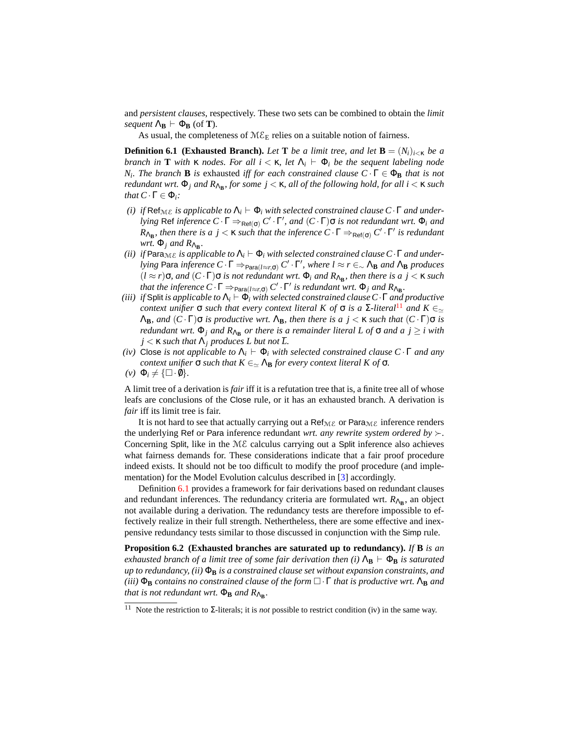and *persistent clauses*, respectively. These two sets can be combined to obtain the *limit sequent* $\Lambda_{\mathbf{B}} \vdash \Phi_{\mathbf{B}}$ (of $\mathbf{T}$).

As usual, the completeness of $\mathcal{ME}_{\mathrm{E}}$ relies on a suitable notion of fairness.

**Definition 6.1 (Exhausted Branch).** *Let* $\mathbf{T}$ *be a limit tree, and let* $\mathbf{B} = (N_i)_{i<\kappa}$ *be a branch in* $\mathbf{T}$ *with* $\kappa$ *nodes. For all* $i < \kappa$*, let* $\Lambda_i \vdash \Phi_i$ *be the sequent labeling node* $N_i$*. The branch* $\mathbf{B}$ *is* exhausted *iff for each constrained clause* $C \cdot \Gamma \in \Phi_{\mathbf{B}}$ *that is not redundant wrt.* $\Phi_j$ *and* $R_{\Lambda_{\mathbf{B}}}$*, for some* $j < \kappa$*, all of the following hold, for all* $i < \kappa$ *such that* $C \cdot \Gamma \in \Phi_i$*:*

*(i) if* $\mathsf{Ref}_{\mathcal{ME}}$ *is applicable to* $\Lambda_i \vdash \Phi_i$ *with selected constrained clause* $C \cdot \Gamma$ *and underlying* $\mathsf{Ref}$ *inference* $C \cdot \Gamma \Rightarrow_{\mathsf{Ref}(\sigma)} C' \cdot \Gamma'$*, and* $(C \cdot \Gamma)\sigma$ *is not redundant wrt.* $\Phi_i$ *and* $R_{\Lambda_{\mathbf{B}}}$*, then there is a* $j < \kappa$ *such that the inference* $C \cdot \Gamma \Rightarrow_{\mathsf{Ref}(\sigma)} C' \cdot \Gamma'$ *is redundant wrt.* $\Phi_j$ *and* $R_{\Lambda_{\mathbf{B}}}$*.*

*(ii) if* $\mathsf{Para}_{\mathcal{ME}}$ *is applicable to* $\Lambda_i \vdash \Phi_i$ *with selected constrained clause* $C \cdot \Gamma$ *and underlying* $\mathsf{Para}$ *inference* $C \cdot \Gamma \Rightarrow_{\mathsf{Para}(l \approx r, \sigma)} C' \cdot \Gamma'$*, where* $l \approx r \in_{\sim} \Lambda_{\mathbf{B}}$ *and* $\Lambda_{\mathbf{B}}$ *produces* $(l \approx r)\sigma$*, and* $(C \cdot \Gamma)\sigma$ *is not redundant wrt.* $\Phi_i$ *and* $R_{\Lambda_{\mathbf{B}}}$*, then there is a* $j < \kappa$ *such that the inference* $C \cdot \Gamma \Rightarrow_{\mathsf{Para}(l \approx r, \sigma)} C' \cdot \Gamma'$ *is redundant wrt.* $\Phi_j$ *and* $R_{\Lambda_{\mathbf{B}}}$*.*

*(iii) if* $\mathsf{Split}$ *is applicable to* $\Lambda_i \vdash \Phi_i$ *with selected constrained clause* $C \cdot \Gamma$ *and productive context unifier* $\sigma$ *such that every context literal* $K$ *of* $\sigma$ *is a* $\Sigma$*-literal*[11] *and* $K \in_{\simeq} \Lambda_{\mathbf{B}}$*, and* $(C \cdot \Gamma)\sigma$ *is productive wrt.* $\Lambda_{\mathbf{B}}$*, then there is a* $j < \kappa$ *such that* $(C \cdot \Gamma)\sigma$ *is redundant wrt.* $\Phi_j$ *and* $R_{\Lambda_{\mathbf{B}}}$ *or there is a remainder literal* $L$ *of* $\sigma$ *and a* $j \geq i$ *with* $j < \kappa$ *such that* $\Lambda_j$ *produces* $L$ *but not* $\overline{L}$*.*

*(iv)* $\mathsf{Close}$ *is not applicable to* $\Lambda_i \vdash \Phi_i$ *with selected constrained clause* $C \cdot \Gamma$ *and any context unifier* $\sigma$ *such that* $K \in_{\simeq} \Lambda_{\mathbf{B}}$ *for every context literal* $K$ *of* $\sigma$*.*

*(v)* $\Phi_i \neq \{\square \cdot \emptyset\}$*.*

A limit tree of a derivation is *fair* iff it is a refutation tree that is, a finite tree all of whose leafs are conclusions of the $\mathsf{Close}$ rule, or it has an exhausted branch. A derivation is *fair* iff its limit tree is fair.

It is not hard to see that actually carrying out a $\mathsf{Ref}_{\mathcal{ME}}$ or $\mathsf{Para}_{\mathcal{ME}}$ inference renders the underlying $\mathsf{Ref}$ or $\mathsf{Para}$ inference redundant *wrt. any rewrite system ordered by* $\succ$. Concerning $\mathsf{Split}$, like in the $\mathcal{ME}$ calculus carrying out a $\mathsf{Split}$ inference also achieves what fairness demands for. These considerations indicate that a fair proof procedure indeed exists. It should not be too difficult to modify the proof procedure (and implementation) for the Model Evolution calculus described in [3] accordingly.

Definition 6.1 provides a framework for fair derivations based on redundant clauses and redundant inferences. The redundancy criteria are formulated wrt. $R_{\Lambda_{\mathbf{B}}}$, an object not available during a derivation. The redundancy tests are therefore impossible to effectively realize in their full strength. Nethertheless, there are some effective and inexpensive redundancy tests similar to those discussed in conjunction with the $\mathsf{Simp}$ rule.

**Proposition 6.2 (Exhausted branches are saturated up to redundancy).** *If* $\mathbf{B}$ *is an exhausted branch of a limit tree of some fair derivation then (i)* $\Lambda_{\mathbf{B}} \vdash \Phi_{\mathbf{B}}$ *is saturated up to redundancy, (ii)* $\Phi_{\mathbf{B}}$ *is a constrained clause set without expansion constraints, and (iii)* $\Phi_{\mathbf{B}}$ *contains no constrained clause of the form* $\square \cdot \Gamma$ *that is productive wrt.* $\Lambda_{\mathbf{B}}$ *and that is not redundant wrt.* $\Phi_{\mathbf{B}}$ *and* $R_{\Lambda_{\mathbf{B}}}$*.*

---

[11] Note the restriction to $\Sigma$-literals; it is *not* possible to restrict condition (iv) in the same way.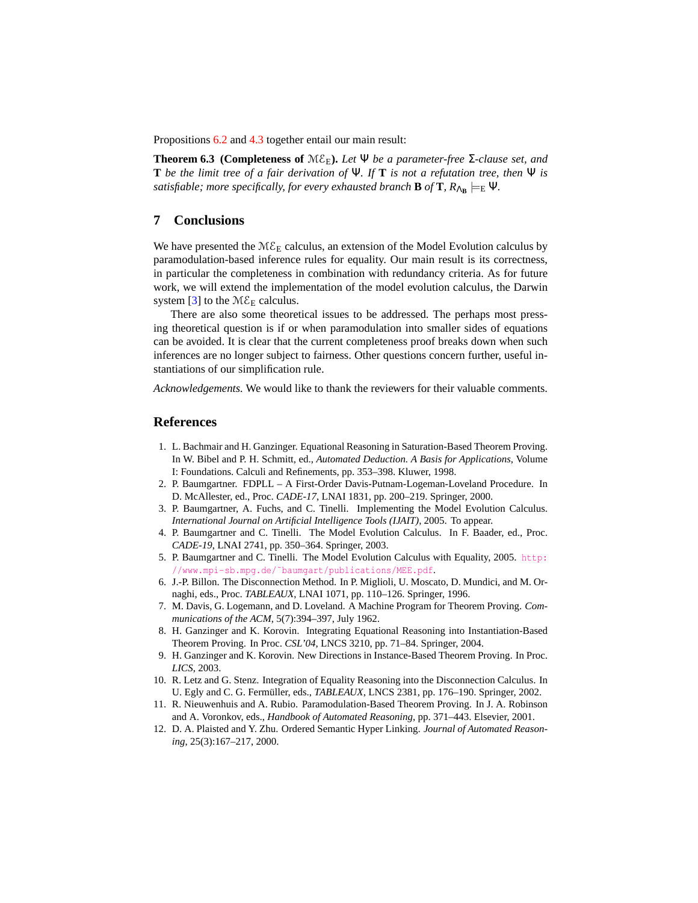Propositions 6.2 and 4.3 together entail our main result:

**Theorem 6.3 (Completeness of $\mathcal{ME}_{\mathrm{E}}$).** *Let $\Psi$ be a parameter-free $\Sigma$-clause set, and* **T** *be the limit tree of a fair derivation of $\Psi$. If* **T** *is not a refutation tree, then $\Psi$ is satisfiable; more specifically, for every exhausted branch* **B** *of* **T**, $R_{\Lambda_{\mathbf{B}}} \models_{\mathrm{E}} \Psi$.

## 7 Conclusions

We have presented the $\mathcal{ME}_{\mathrm{E}}$ calculus, an extension of the Model Evolution calculus by paramodulation-based inference rules for equality. Our main result is its correctness, in particular the completeness in combination with redundancy criteria. As for future work, we will extend the implementation of the model evolution calculus, the Darwin system [3] to the $\mathcal{ME}_{\mathrm{E}}$ calculus.

There are also some theoretical issues to be addressed. The perhaps most pressing theoretical question is if or when paramodulation into smaller sides of equations can be avoided. It is clear that the current completeness proof breaks down when such inferences are no longer subject to fairness. Other questions concern further, useful instantiations of our simplification rule.

*Acknowledgements.* We would like to thank the reviewers for their valuable comments.

## References

1. L. Bachmair and H. Ganzinger. Equational Reasoning in Saturation-Based Theorem Proving. In W. Bibel and P. H. Schmitt, ed., *Automated Deduction. A Basis for Applications*, Volume I: Foundations. Calculi and Refinements, pp. 353–398. Kluwer, 1998.
2. P. Baumgartner. FDPLL – A First-Order Davis-Putnam-Logeman-Loveland Procedure. In D. McAllester, ed., Proc. *CADE-17*, LNAI 1831, pp. 200–219. Springer, 2000.
3. P. Baumgartner, A. Fuchs, and C. Tinelli. Implementing the Model Evolution Calculus. *International Journal on Artificial Intelligence Tools (IJAIT)*, 2005. To appear.
4. P. Baumgartner and C. Tinelli. The Model Evolution Calculus. In F. Baader, ed., Proc. *CADE-19*, LNAI 2741, pp. 350–364. Springer, 2003.
5. P. Baumgartner and C. Tinelli. The Model Evolution Calculus with Equality, 2005. http://www.mpi-sb.mpg.de/~baumgart/publications/MEE.pdf.
6. J.-P. Billon. The Disconnection Method. In P. Miglioli, U. Moscato, D. Mundici, and M. Ornaghi, eds., Proc. *TABLEAUX*, LNAI 1071, pp. 110–126. Springer, 1996.
7. M. Davis, G. Logemann, and D. Loveland. A Machine Program for Theorem Proving. *Communications of the ACM*, 5(7):394–397, July 1962.
8. H. Ganzinger and K. Korovin. Integrating Equational Reasoning into Instantiation-Based Theorem Proving. In Proc. *CSL'04*, LNCS 3210, pp. 71–84. Springer, 2004.
9. H. Ganzinger and K. Korovin. New Directions in Instance-Based Theorem Proving. In Proc. *LICS*, 2003.
10. R. Letz and G. Stenz. Integration of Equality Reasoning into the Disconnection Calculus. In U. Egly and C. G. Fermüller, eds., *TABLEAUX*, LNCS 2381, pp. 176–190. Springer, 2002.
11. R. Nieuwenhuis and A. Rubio. Paramodulation-Based Theorem Proving. In J. A. Robinson and A. Voronkov, eds., *Handbook of Automated Reasoning*, pp. 371–443. Elsevier, 2001.
12. D. A. Plaisted and Y. Zhu. Ordered Semantic Hyper Linking. *Journal of Automated Reasoning*, 25(3):167–217, 2000.